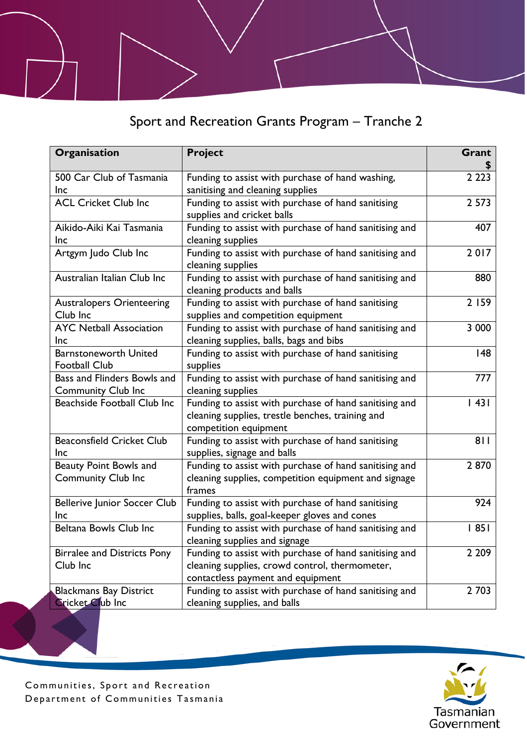# Sport and Recreation Grants Program – Tranche 2

| Organisation | Project | Grant $ |
|---|---|---|
| 500 Car Club of Tasmania Inc | Funding to assist with purchase of hand washing, sanitising and cleaning supplies | 2 223 |
| ACL Cricket Club Inc | Funding to assist with purchase of hand sanitising supplies and cricket balls | 2 573 |
| Aikido-Aiki Kai Tasmania Inc | Funding to assist with purchase of hand sanitising and cleaning supplies | 407 |
| Artgym Judo Club Inc | Funding to assist with purchase of hand sanitising and cleaning supplies | 2 017 |
| Australian Italian Club Inc | Funding to assist with purchase of hand sanitising and cleaning products and balls | 880 |
| Australopers Orienteering Club Inc | Funding to assist with purchase of hand sanitising supplies and competition equipment | 2 159 |
| AYC Netball Association Inc | Funding to assist with purchase of hand sanitising and cleaning supplies, balls, bags and bibs | 3 000 |
| Barnstoneworth United Football Club | Funding to assist with purchase of hand sanitising supplies | 148 |
| Bass and Flinders Bowls and Community Club Inc | Funding to assist with purchase of hand sanitising and cleaning supplies | 777 |
| Beachside Football Club Inc | Funding to assist with purchase of hand sanitising and cleaning supplies, trestle benches, training and competition equipment | 1 431 |
| Beaconsfield Cricket Club Inc | Funding to assist with purchase of hand sanitising supplies, signage and balls | 811 |
| Beauty Point Bowls and Community Club Inc | Funding to assist with purchase of hand sanitising and cleaning supplies, competition equipment and signage frames | 2 870 |
| Bellerive Junior Soccer Club Inc | Funding to assist with purchase of hand sanitising supplies, balls, goal-keeper gloves and cones | 924 |
| Beltana Bowls Club Inc | Funding to assist with purchase of hand sanitising and cleaning supplies and signage | 1 851 |
| Birralee and Districts Pony Club Inc | Funding to assist with purchase of hand sanitising and cleaning supplies, crowd control, thermometer, contactless payment and equipment | 2 209 |
| Blackmans Bay District Cricket Club Inc | Funding to assist with purchase of hand sanitising and cleaning supplies, and balls | 2 703 |

Communities, Sport and Recreation
Department of Communities Tasmania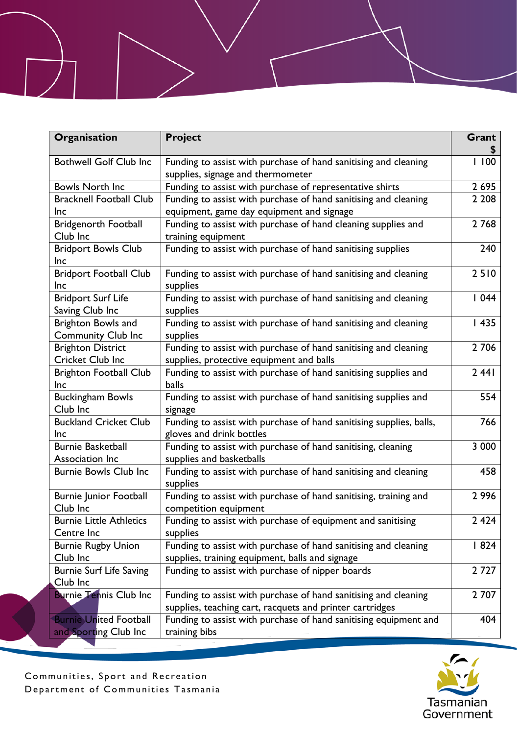| Organisation | Project | Grant $ |
|---|---|---|
| Bothwell Golf Club Inc | Funding to assist with purchase of hand sanitising and cleaning supplies, signage and thermometer | 1 100 |
| Bowls North Inc | Funding to assist with purchase of representative shirts | 2 695 |
| Bracknell Football Club Inc | Funding to assist with purchase of hand sanitising and cleaning equipment, game day equipment and signage | 2 208 |
| Bridgenorth Football Club Inc | Funding to assist with purchase of hand cleaning supplies and training equipment | 2 768 |
| Bridport Bowls Club Inc | Funding to assist with purchase of hand sanitising supplies | 240 |
| Bridport Football Club Inc | Funding to assist with purchase of hand sanitising and cleaning supplies | 2 510 |
| Bridport Surf Life Saving Club Inc | Funding to assist with purchase of hand sanitising and cleaning supplies | 1 044 |
| Brighton Bowls and Community Club Inc | Funding to assist with purchase of hand sanitising and cleaning supplies | 1 435 |
| Brighton District Cricket Club Inc | Funding to assist with purchase of hand sanitising and cleaning supplies, protective equipment and balls | 2 706 |
| Brighton Football Club Inc | Funding to assist with purchase of hand sanitising supplies and balls | 2 441 |
| Buckingham Bowls Club Inc | Funding to assist with purchase of hand sanitising supplies and signage | 554 |
| Buckland Cricket Club Inc | Funding to assist with purchase of hand sanitising supplies, balls, gloves and drink bottles | 766 |
| Burnie Basketball Association Inc | Funding to assist with purchase of hand sanitising, cleaning supplies and basketballs | 3 000 |
| Burnie Bowls Club Inc | Funding to assist with purchase of hand sanitising and cleaning supplies | 458 |
| Burnie Junior Football Club Inc | Funding to assist with purchase of hand sanitising, training and competition equipment | 2 996 |
| Burnie Little Athletics Centre Inc | Funding to assist with purchase of equipment and sanitising supplies | 2 424 |
| Burnie Rugby Union Club Inc | Funding to assist with purchase of hand sanitising and cleaning supplies, training equipment, balls and signage | 1 824 |
| Burnie Surf Life Saving Club Inc | Funding to assist with purchase of nipper boards | 2 727 |
| Burnie Tennis Club Inc | Funding to assist with purchase of hand sanitising and cleaning supplies, teaching cart, racquets and printer cartridges | 2 707 |
| Burnie United Football and Sporting Club Inc | Funding to assist with purchase of hand sanitising equipment and training bibs | 404 |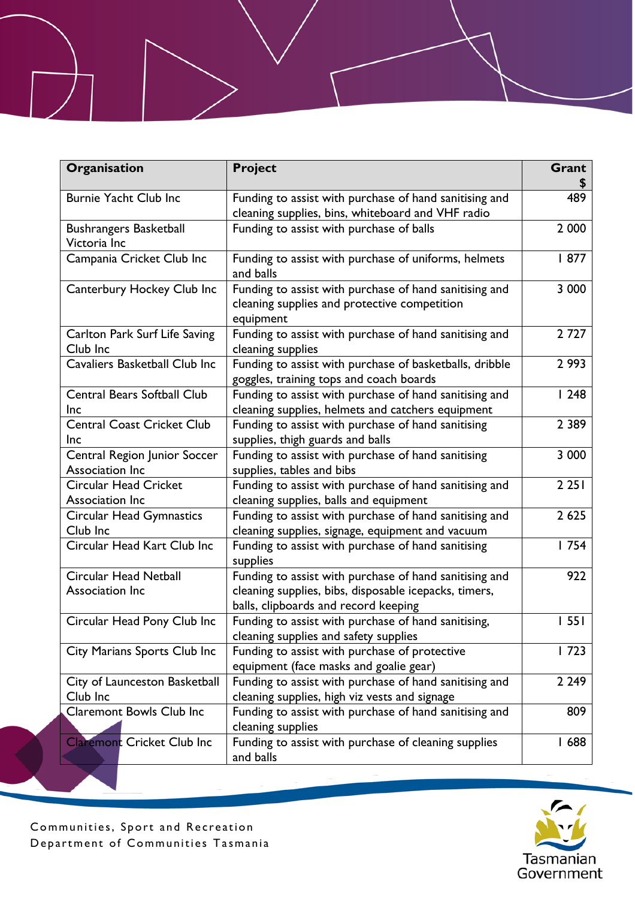| Organisation | Project | Grant $ |
|---|---|---|
| Burnie Yacht Club Inc | Funding to assist with purchase of hand sanitising and cleaning supplies, bins, whiteboard and VHF radio | 489 |
| Bushrangers Basketball Victoria Inc | Funding to assist with purchase of balls | 2 000 |
| Campania Cricket Club Inc | Funding to assist with purchase of uniforms, helmets and balls | 1 877 |
| Canterbury Hockey Club Inc | Funding to assist with purchase of hand sanitising and cleaning supplies and protective competition equipment | 3 000 |
| Carlton Park Surf Life Saving Club Inc | Funding to assist with purchase of hand sanitising and cleaning supplies | 2 727 |
| Cavaliers Basketball Club Inc | Funding to assist with purchase of basketballs, dribble goggles, training tops and coach boards | 2 993 |
| Central Bears Softball Club Inc | Funding to assist with purchase of hand sanitising and cleaning supplies, helmets and catchers equipment | 1 248 |
| Central Coast Cricket Club Inc | Funding to assist with purchase of hand sanitising supplies, thigh guards and balls | 2 389 |
| Central Region Junior Soccer Association Inc | Funding to assist with purchase of hand sanitising supplies, tables and bibs | 3 000 |
| Circular Head Cricket Association Inc | Funding to assist with purchase of hand sanitising and cleaning supplies, balls and equipment | 2 251 |
| Circular Head Gymnastics Club Inc | Funding to assist with purchase of hand sanitising and cleaning supplies, signage, equipment and vacuum | 2 625 |
| Circular Head Kart Club Inc | Funding to assist with purchase of hand sanitising supplies | 1 754 |
| Circular Head Netball Association Inc | Funding to assist with purchase of hand sanitising and cleaning supplies, bibs, disposable icepacks, timers, balls, clipboards and record keeping | 922 |
| Circular Head Pony Club Inc | Funding to assist with purchase of hand sanitising, cleaning supplies and safety supplies | 1 551 |
| City Marians Sports Club Inc | Funding to assist with purchase of protective equipment (face masks and goalie gear) | 1 723 |
| City of Launceston Basketball Club Inc | Funding to assist with purchase of hand sanitising and cleaning supplies, high viz vests and signage | 2 249 |
| Claremont Bowls Club Inc | Funding to assist with purchase of hand sanitising and cleaning supplies | 809 |
| Claremont Cricket Club Inc | Funding to assist with purchase of cleaning supplies and balls | 1 688 |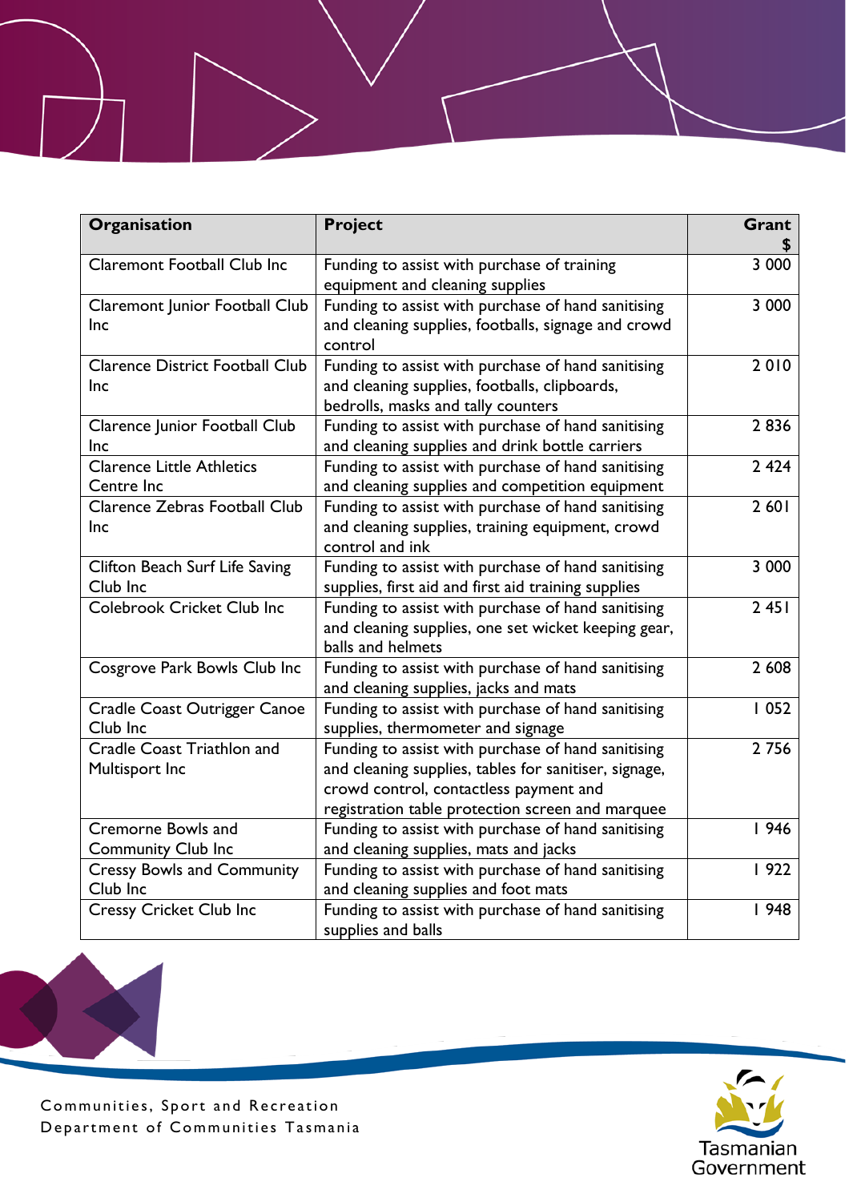| Organisation | Project | Grant $ |
|---|---|---|
| Claremont Football Club Inc | Funding to assist with purchase of training equipment and cleaning supplies | 3 000 |
| Claremont Junior Football Club Inc | Funding to assist with purchase of hand sanitising and cleaning supplies, footballs, signage and crowd control | 3 000 |
| Clarence District Football Club Inc | Funding to assist with purchase of hand sanitising and cleaning supplies, footballs, clipboards, bedrolls, masks and tally counters | 2 010 |
| Clarence Junior Football Club Inc | Funding to assist with purchase of hand sanitising and cleaning supplies and drink bottle carriers | 2 836 |
| Clarence Little Athletics Centre Inc | Funding to assist with purchase of hand sanitising and cleaning supplies and competition equipment | 2 424 |
| Clarence Zebras Football Club Inc | Funding to assist with purchase of hand sanitising and cleaning supplies, training equipment, crowd control and ink | 2 601 |
| Clifton Beach Surf Life Saving Club Inc | Funding to assist with purchase of hand sanitising supplies, first aid and first aid training supplies | 3 000 |
| Colebrook Cricket Club Inc | Funding to assist with purchase of hand sanitising and cleaning supplies, one set wicket keeping gear, balls and helmets | 2 451 |
| Cosgrove Park Bowls Club Inc | Funding to assist with purchase of hand sanitising and cleaning supplies, jacks and mats | 2 608 |
| Cradle Coast Outrigger Canoe Club Inc | Funding to assist with purchase of hand sanitising supplies, thermometer and signage | 1 052 |
| Cradle Coast Triathlon and Multisport Inc | Funding to assist with purchase of hand sanitising and cleaning supplies, tables for sanitiser, signage, crowd control, contactless payment and registration table protection screen and marquee | 2 756 |
| Cremorne Bowls and Community Club Inc | Funding to assist with purchase of hand sanitising and cleaning supplies, mats and jacks | 1 946 |
| Cressy Bowls and Community Club Inc | Funding to assist with purchase of hand sanitising and cleaning supplies and foot mats | 1 922 |
| Cressy Cricket Club Inc | Funding to assist with purchase of hand sanitising supplies and balls | 1 948 |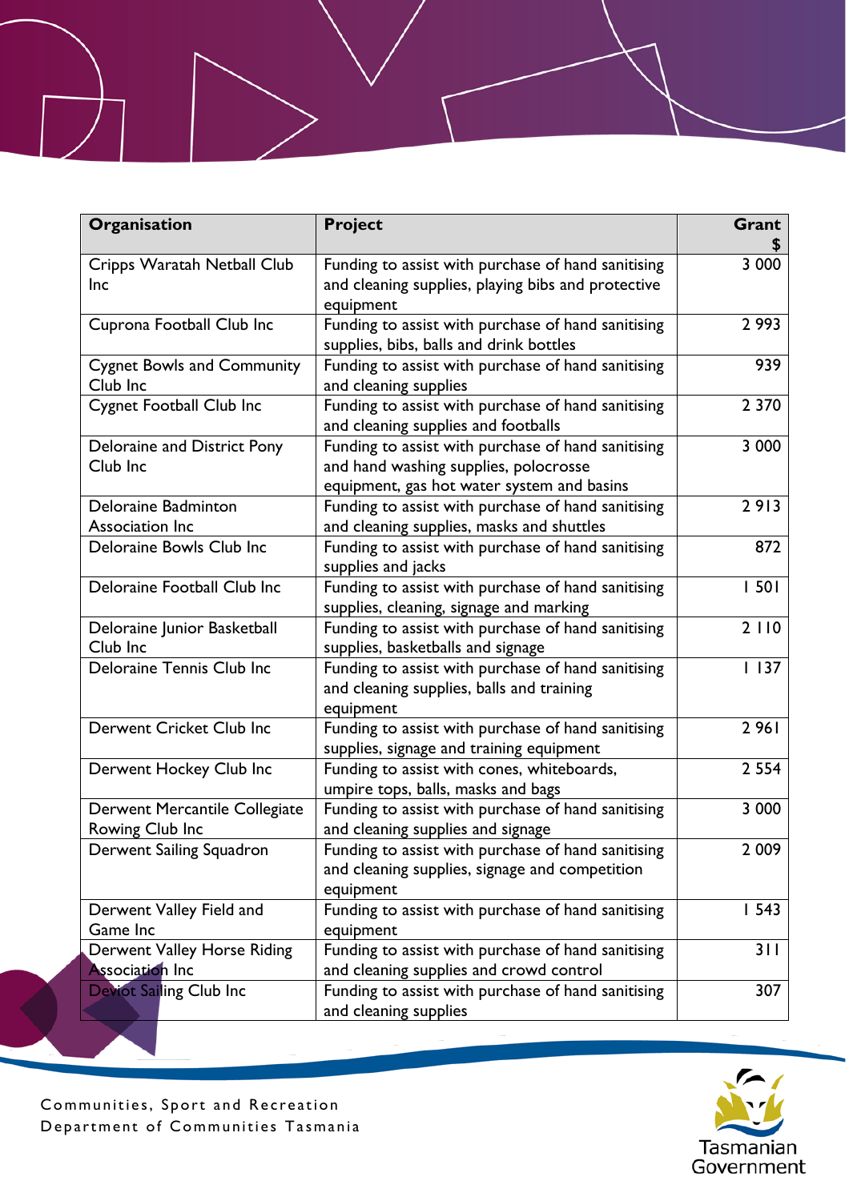| Organisation | Project | Grant $ |
|---|---|---|
| Cripps Waratah Netball Club Inc | Funding to assist with purchase of hand sanitising and cleaning supplies, playing bibs and protective equipment | 3 000 |
| Cuprona Football Club Inc | Funding to assist with purchase of hand sanitising supplies, bibs, balls and drink bottles | 2 993 |
| Cygnet Bowls and Community Club Inc | Funding to assist with purchase of hand sanitising and cleaning supplies | 939 |
| Cygnet Football Club Inc | Funding to assist with purchase of hand sanitising and cleaning supplies and footballs | 2 370 |
| Deloraine and District Pony Club Inc | Funding to assist with purchase of hand sanitising and hand washing supplies, polocrosse equipment, gas hot water system and basins | 3 000 |
| Deloraine Badminton Association Inc | Funding to assist with purchase of hand sanitising and cleaning supplies, masks and shuttles | 2 913 |
| Deloraine Bowls Club Inc | Funding to assist with purchase of hand sanitising supplies and jacks | 872 |
| Deloraine Football Club Inc | Funding to assist with purchase of hand sanitising supplies, cleaning, signage and marking | 1 501 |
| Deloraine Junior Basketball Club Inc | Funding to assist with purchase of hand sanitising supplies, basketballs and signage | 2 110 |
| Deloraine Tennis Club Inc | Funding to assist with purchase of hand sanitising and cleaning supplies, balls and training equipment | 1 137 |
| Derwent Cricket Club Inc | Funding to assist with purchase of hand sanitising supplies, signage and training equipment | 2 961 |
| Derwent Hockey Club Inc | Funding to assist with cones, whiteboards, umpire tops, balls, masks and bags | 2 554 |
| Derwent Mercantile Collegiate Rowing Club Inc | Funding to assist with purchase of hand sanitising and cleaning supplies and signage | 3 000 |
| Derwent Sailing Squadron | Funding to assist with purchase of hand sanitising and cleaning supplies, signage and competition equipment | 2 009 |
| Derwent Valley Field and Game Inc | Funding to assist with purchase of hand sanitising equipment | 1 543 |
| Derwent Valley Horse Riding Association Inc | Funding to assist with purchase of hand sanitising and cleaning supplies and crowd control | 311 |
| Deviot Sailing Club Inc | Funding to assist with purchase of hand sanitising and cleaning supplies | 307 |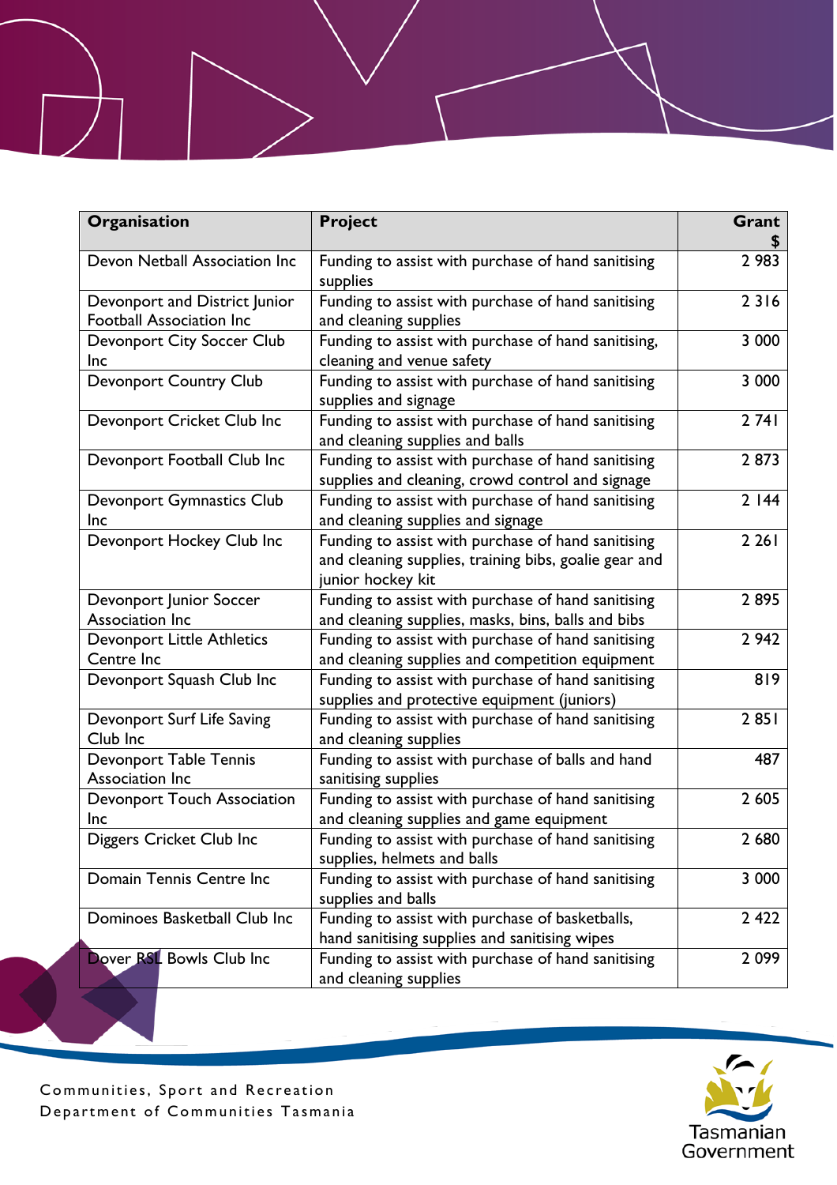| Organisation | Project | Grant $ |
|---|---|---|
| Devon Netball Association Inc | Funding to assist with purchase of hand sanitising supplies | 2 983 |
| Devonport and District Junior Football Association Inc | Funding to assist with purchase of hand sanitising and cleaning supplies | 2 316 |
| Devonport City Soccer Club Inc | Funding to assist with purchase of hand sanitising, cleaning and venue safety | 3 000 |
| Devonport Country Club | Funding to assist with purchase of hand sanitising supplies and signage | 3 000 |
| Devonport Cricket Club Inc | Funding to assist with purchase of hand sanitising and cleaning supplies and balls | 2 741 |
| Devonport Football Club Inc | Funding to assist with purchase of hand sanitising supplies and cleaning, crowd control and signage | 2 873 |
| Devonport Gymnastics Club Inc | Funding to assist with purchase of hand sanitising and cleaning supplies and signage | 2 144 |
| Devonport Hockey Club Inc | Funding to assist with purchase of hand sanitising and cleaning supplies, training bibs, goalie gear and junior hockey kit | 2 261 |
| Devonport Junior Soccer Association Inc | Funding to assist with purchase of hand sanitising and cleaning supplies, masks, bins, balls and bibs | 2 895 |
| Devonport Little Athletics Centre Inc | Funding to assist with purchase of hand sanitising and cleaning supplies and competition equipment | 2 942 |
| Devonport Squash Club Inc | Funding to assist with purchase of hand sanitising supplies and protective equipment (juniors) | 819 |
| Devonport Surf Life Saving Club Inc | Funding to assist with purchase of hand sanitising and cleaning supplies | 2 851 |
| Devonport Table Tennis Association Inc | Funding to assist with purchase of balls and hand sanitising supplies | 487 |
| Devonport Touch Association Inc | Funding to assist with purchase of hand sanitising and cleaning supplies and game equipment | 2 605 |
| Diggers Cricket Club Inc | Funding to assist with purchase of hand sanitising supplies, helmets and balls | 2 680 |
| Domain Tennis Centre Inc | Funding to assist with purchase of hand sanitising supplies and balls | 3 000 |
| Dominoes Basketball Club Inc | Funding to assist with purchase of basketballs, hand sanitising supplies and sanitising wipes | 2 422 |
| Dover RSL Bowls Club Inc | Funding to assist with purchase of hand sanitising and cleaning supplies | 2 099 |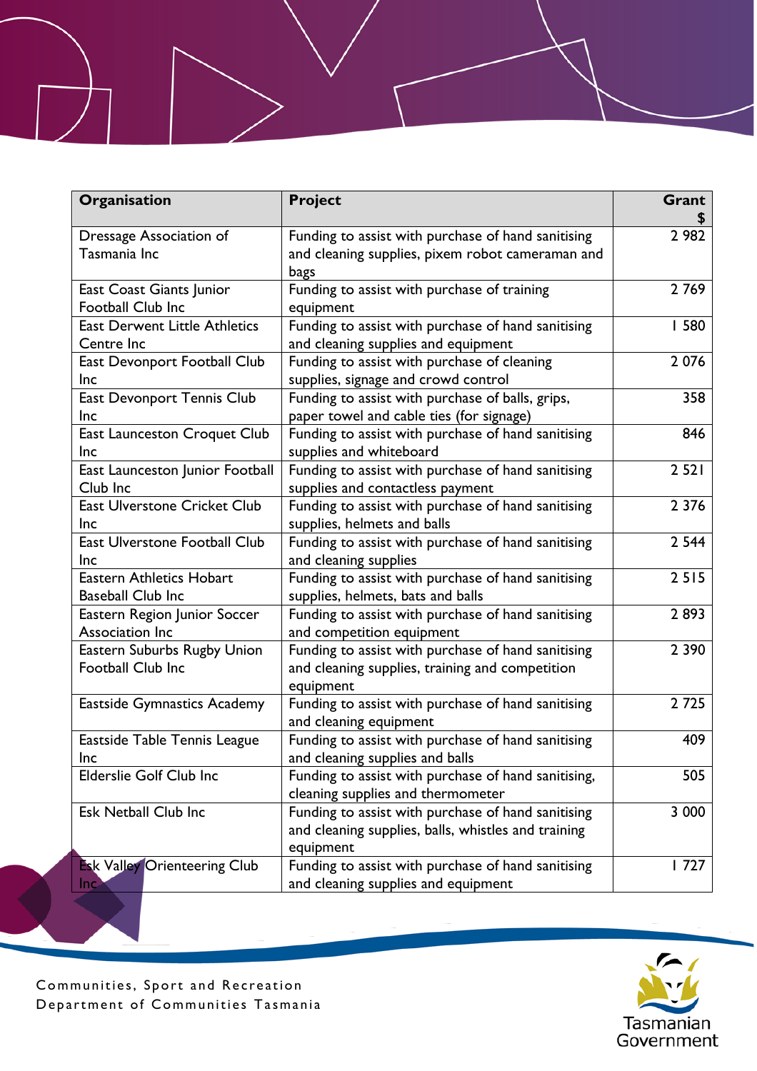| Organisation | Project | Grant $ |
|---|---|---|
| Dressage Association of Tasmania Inc | Funding to assist with purchase of hand sanitising and cleaning supplies, pixem robot cameraman and bags | 2 982 |
| East Coast Giants Junior Football Club Inc | Funding to assist with purchase of training equipment | 2 769 |
| East Derwent Little Athletics Centre Inc | Funding to assist with purchase of hand sanitising and cleaning supplies and equipment | 1 580 |
| East Devonport Football Club Inc | Funding to assist with purchase of cleaning supplies, signage and crowd control | 2 076 |
| East Devonport Tennis Club Inc | Funding to assist with purchase of balls, grips, paper towel and cable ties (for signage) | 358 |
| East Launceston Croquet Club Inc | Funding to assist with purchase of hand sanitising supplies and whiteboard | 846 |
| East Launceston Junior Football Club Inc | Funding to assist with purchase of hand sanitising supplies and contactless payment | 2 521 |
| East Ulverstone Cricket Club Inc | Funding to assist with purchase of hand sanitising supplies, helmets and balls | 2 376 |
| East Ulverstone Football Club Inc | Funding to assist with purchase of hand sanitising and cleaning supplies | 2 544 |
| Eastern Athletics Hobart Baseball Club Inc | Funding to assist with purchase of hand sanitising supplies, helmets, bats and balls | 2 515 |
| Eastern Region Junior Soccer Association Inc | Funding to assist with purchase of hand sanitising and competition equipment | 2 893 |
| Eastern Suburbs Rugby Union Football Club Inc | Funding to assist with purchase of hand sanitising and cleaning supplies, training and competition equipment | 2 390 |
| Eastside Gymnastics Academy | Funding to assist with purchase of hand sanitising and cleaning equipment | 2 725 |
| Eastside Table Tennis League Inc | Funding to assist with purchase of hand sanitising and cleaning supplies and balls | 409 |
| Elderslie Golf Club Inc | Funding to assist with purchase of hand sanitising, cleaning supplies and thermometer | 505 |
| Esk Netball Club Inc | Funding to assist with purchase of hand sanitising and cleaning supplies, balls, whistles and training equipment | 3 000 |
| Esk Valley Orienteering Club Inc | Funding to assist with purchase of hand sanitising and cleaning supplies and equipment | 1 727 |

Communities, Sport and Recreation
Department of Communities Tasmania

Tasmanian Government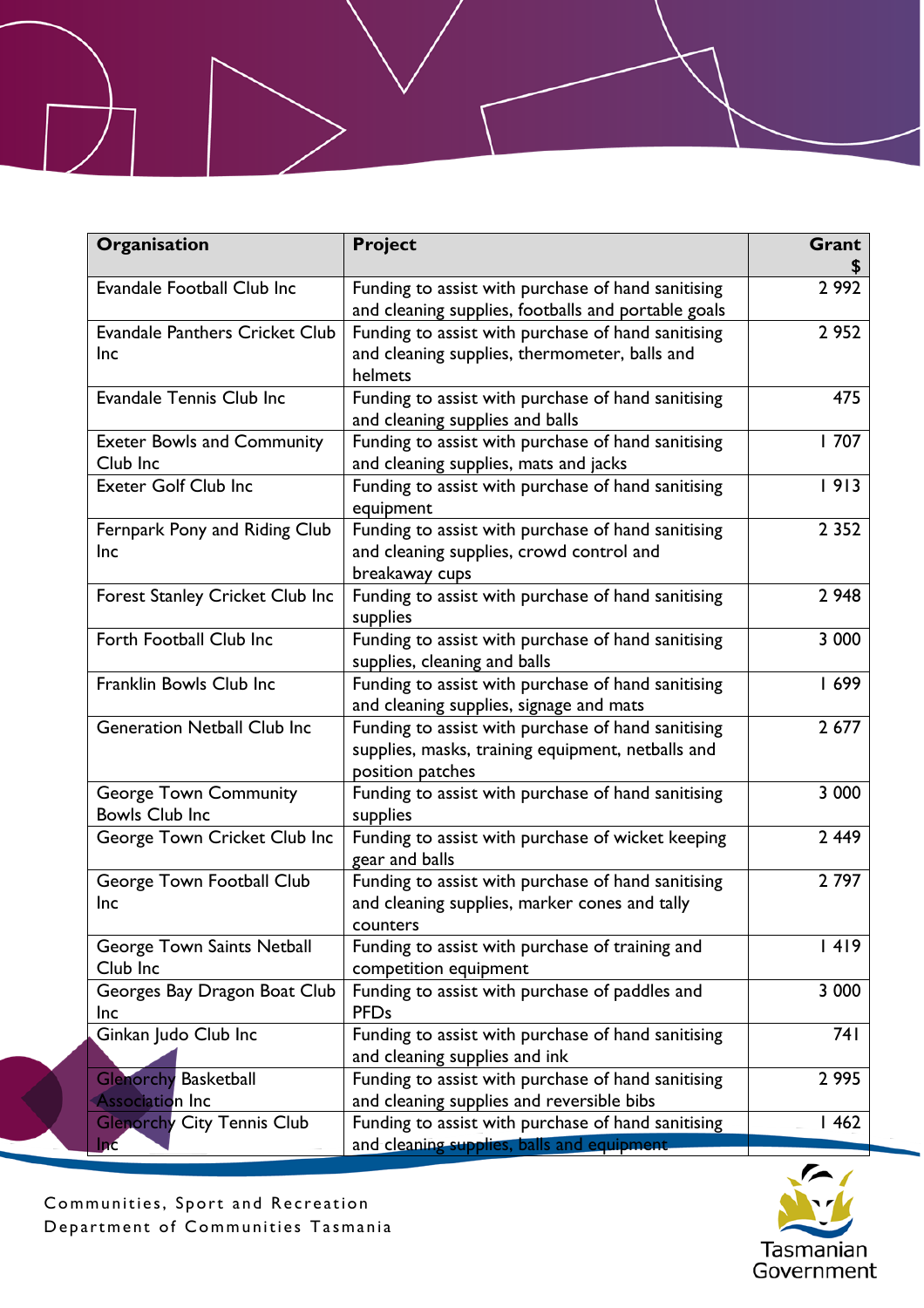| Organisation | Project | Grant $ |
|---|---|---|
| Evandale Football Club Inc | Funding to assist with purchase of hand sanitising and cleaning supplies, footballs and portable goals | 2 992 |
| Evandale Panthers Cricket Club Inc | Funding to assist with purchase of hand sanitising and cleaning supplies, thermometer, balls and helmets | 2 952 |
| Evandale Tennis Club Inc | Funding to assist with purchase of hand sanitising and cleaning supplies and balls | 475 |
| Exeter Bowls and Community Club Inc | Funding to assist with purchase of hand sanitising and cleaning supplies, mats and jacks | 1 707 |
| Exeter Golf Club Inc | Funding to assist with purchase of hand sanitising equipment | 1 913 |
| Fernpark Pony and Riding Club Inc | Funding to assist with purchase of hand sanitising and cleaning supplies, crowd control and breakaway cups | 2 352 |
| Forest Stanley Cricket Club Inc | Funding to assist with purchase of hand sanitising supplies | 2 948 |
| Forth Football Club Inc | Funding to assist with purchase of hand sanitising supplies, cleaning and balls | 3 000 |
| Franklin Bowls Club Inc | Funding to assist with purchase of hand sanitising and cleaning supplies, signage and mats | 1 699 |
| Generation Netball Club Inc | Funding to assist with purchase of hand sanitising supplies, masks, training equipment, netballs and position patches | 2 677 |
| George Town Community Bowls Club Inc | Funding to assist with purchase of hand sanitising supplies | 3 000 |
| George Town Cricket Club Inc | Funding to assist with purchase of wicket keeping gear and balls | 2 449 |
| George Town Football Club Inc | Funding to assist with purchase of hand sanitising and cleaning supplies, marker cones and tally counters | 2 797 |
| George Town Saints Netball Club Inc | Funding to assist with purchase of training and competition equipment | 1 419 |
| Georges Bay Dragon Boat Club Inc | Funding to assist with purchase of paddles and PFDs | 3 000 |
| Ginkan Judo Club Inc | Funding to assist with purchase of hand sanitising and cleaning supplies and ink | 741 |
| Glenorchy Basketball Association Inc | Funding to assist with purchase of hand sanitising and cleaning supplies and reversible bibs | 2 995 |
| Glenorchy City Tennis Club Inc | Funding to assist with purchase of hand sanitising and cleaning supplies, balls and equipment | 1 462 |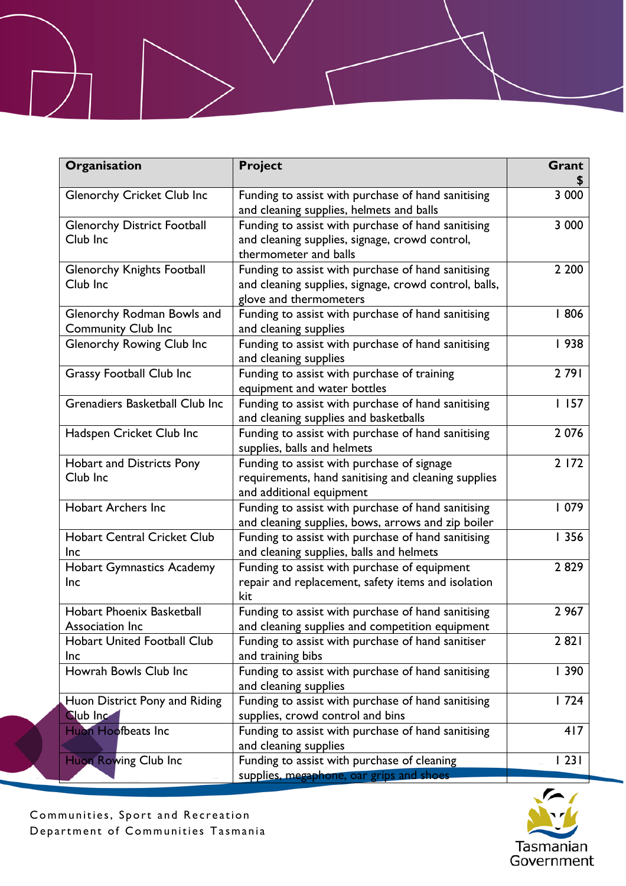| Organisation | Project | Grant $ |
|---|---|---|
| Glenorchy Cricket Club Inc | Funding to assist with purchase of hand sanitising and cleaning supplies, helmets and balls | 3 000 |
| Glenorchy District Football Club Inc | Funding to assist with purchase of hand sanitising and cleaning supplies, signage, crowd control, thermometer and balls | 3 000 |
| Glenorchy Knights Football Club Inc | Funding to assist with purchase of hand sanitising and cleaning supplies, signage, crowd control, balls, glove and thermometers | 2 200 |
| Glenorchy Rodman Bowls and Community Club Inc | Funding to assist with purchase of hand sanitising and cleaning supplies | 1 806 |
| Glenorchy Rowing Club Inc | Funding to assist with purchase of hand sanitising and cleaning supplies | 1 938 |
| Grassy Football Club Inc | Funding to assist with purchase of training equipment and water bottles | 2 791 |
| Grenadiers Basketball Club Inc | Funding to assist with purchase of hand sanitising and cleaning supplies and basketballs | 1 157 |
| Hadspen Cricket Club Inc | Funding to assist with purchase of hand sanitising supplies, balls and helmets | 2 076 |
| Hobart and Districts Pony Club Inc | Funding to assist with purchase of signage requirements, hand sanitising and cleaning supplies and additional equipment | 2 172 |
| Hobart Archers Inc | Funding to assist with purchase of hand sanitising and cleaning supplies, bows, arrows and zip boiler | 1 079 |
| Hobart Central Cricket Club Inc | Funding to assist with purchase of hand sanitising and cleaning supplies, balls and helmets | 1 356 |
| Hobart Gymnastics Academy Inc | Funding to assist with purchase of equipment repair and replacement, safety items and isolation kit | 2 829 |
| Hobart Phoenix Basketball Association Inc | Funding to assist with purchase of hand sanitising and cleaning supplies and competition equipment | 2 967 |
| Hobart United Football Club Inc | Funding to assist with purchase of hand sanitiser and training bibs | 2 821 |
| Howrah Bowls Club Inc | Funding to assist with purchase of hand sanitising and cleaning supplies | 1 390 |
| Huon District Pony and Riding Club Inc | Funding to assist with purchase of hand sanitising supplies, crowd control and bins | 1 724 |
| Huon Hoofbeats Inc | Funding to assist with purchase of hand sanitising and cleaning supplies | 417 |
| Huon Rowing Club Inc | Funding to assist with purchase of cleaning supplies, megaphone, oar grips and shoes | 1 231 |

Communities, Sport and Recreation
Department of Communities Tasmania

Tasmanian Government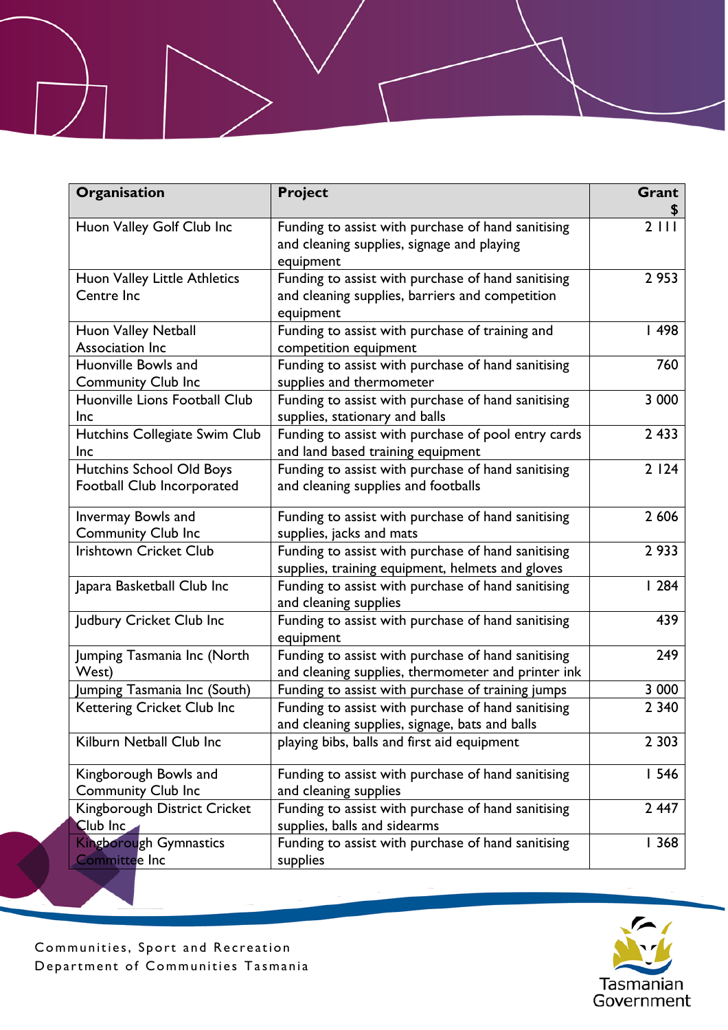| Organisation | Project | Grant $ |
|---|---|---|
| Huon Valley Golf Club Inc | Funding to assist with purchase of hand sanitising and cleaning supplies, signage and playing equipment | 2 111 |
| Huon Valley Little Athletics Centre Inc | Funding to assist with purchase of hand sanitising and cleaning supplies, barriers and competition equipment | 2 953 |
| Huon Valley Netball Association Inc | Funding to assist with purchase of training and competition equipment | 1 498 |
| Huonville Bowls and Community Club Inc | Funding to assist with purchase of hand sanitising supplies and thermometer | 760 |
| Huonville Lions Football Club Inc | Funding to assist with purchase of hand sanitising supplies, stationary and balls | 3 000 |
| Hutchins Collegiate Swim Club Inc | Funding to assist with purchase of pool entry cards and land based training equipment | 2 433 |
| Hutchins School Old Boys Football Club Incorporated | Funding to assist with purchase of hand sanitising and cleaning supplies and footballs | 2 124 |
| Invermay Bowls and Community Club Inc | Funding to assist with purchase of hand sanitising supplies, jacks and mats | 2 606 |
| Irishtown Cricket Club | Funding to assist with purchase of hand sanitising supplies, training equipment, helmets and gloves | 2 933 |
| Japara Basketball Club Inc | Funding to assist with purchase of hand sanitising and cleaning supplies | 1 284 |
| Judbury Cricket Club Inc | Funding to assist with purchase of hand sanitising equipment | 439 |
| Jumping Tasmania Inc (North West) | Funding to assist with purchase of hand sanitising and cleaning supplies, thermometer and printer ink | 249 |
| Jumping Tasmania Inc (South) | Funding to assist with purchase of training jumps | 3 000 |
| Kettering Cricket Club Inc | Funding to assist with purchase of hand sanitising and cleaning supplies, signage, bats and balls | 2 340 |
| Kilburn Netball Club Inc | playing bibs, balls and first aid equipment | 2 303 |
| Kingborough Bowls and Community Club Inc | Funding to assist with purchase of hand sanitising and cleaning supplies | 1 546 |
| Kingborough District Cricket Club Inc | Funding to assist with purchase of hand sanitising supplies, balls and sidearms | 2 447 |
| Kingborough Gymnastics Committee Inc | Funding to assist with purchase of hand sanitising supplies | 1 368 |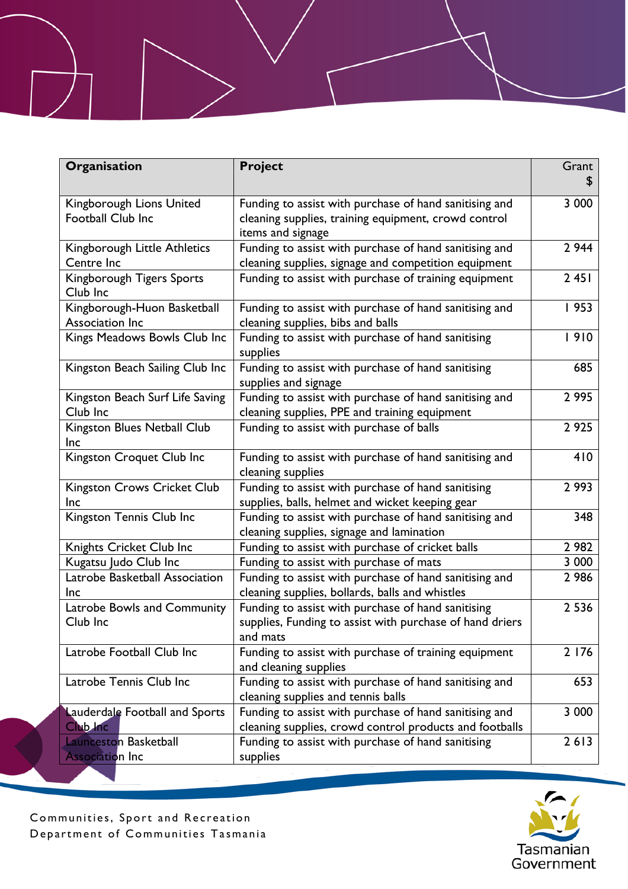| Organisation | Project | Grant $ |
|---|---|---|
| Kingborough Lions United Football Club Inc | Funding to assist with purchase of hand sanitising and cleaning supplies, training equipment, crowd control items and signage | 3 000 |
| Kingborough Little Athletics Centre Inc | Funding to assist with purchase of hand sanitising and cleaning supplies, signage and competition equipment | 2 944 |
| Kingborough Tigers Sports Club Inc | Funding to assist with purchase of training equipment | 2 451 |
| Kingborough-Huon Basketball Association Inc | Funding to assist with purchase of hand sanitising and cleaning supplies, bibs and balls | 1 953 |
| Kings Meadows Bowls Club Inc | Funding to assist with purchase of hand sanitising supplies | 1 910 |
| Kingston Beach Sailing Club Inc | Funding to assist with purchase of hand sanitising supplies and signage | 685 |
| Kingston Beach Surf Life Saving Club Inc | Funding to assist with purchase of hand sanitising and cleaning supplies, PPE and training equipment | 2 995 |
| Kingston Blues Netball Club Inc | Funding to assist with purchase of balls | 2 925 |
| Kingston Croquet Club Inc | Funding to assist with purchase of hand sanitising and cleaning supplies | 410 |
| Kingston Crows Cricket Club Inc | Funding to assist with purchase of hand sanitising supplies, balls, helmet and wicket keeping gear | 2 993 |
| Kingston Tennis Club Inc | Funding to assist with purchase of hand sanitising and cleaning supplies, signage and lamination | 348 |
| Knights Cricket Club Inc | Funding to assist with purchase of cricket balls | 2 982 |
| Kugatsu Judo Club Inc | Funding to assist with purchase of mats | 3 000 |
| Latrobe Basketball Association Inc | Funding to assist with purchase of hand sanitising and cleaning supplies, bollards, balls and whistles | 2 986 |
| Latrobe Bowls and Community Club Inc | Funding to assist with purchase of hand sanitising supplies, Funding to assist with purchase of hand driers and mats | 2 536 |
| Latrobe Football Club Inc | Funding to assist with purchase of training equipment and cleaning supplies | 2 176 |
| Latrobe Tennis Club Inc | Funding to assist with purchase of hand sanitising and cleaning supplies and tennis balls | 653 |
| Lauderdale Football and Sports Club Inc | Funding to assist with purchase of hand sanitising and cleaning supplies, crowd control products and footballs | 3 000 |
| Launceston Basketball Association Inc | Funding to assist with purchase of hand sanitising supplies | 2 613 |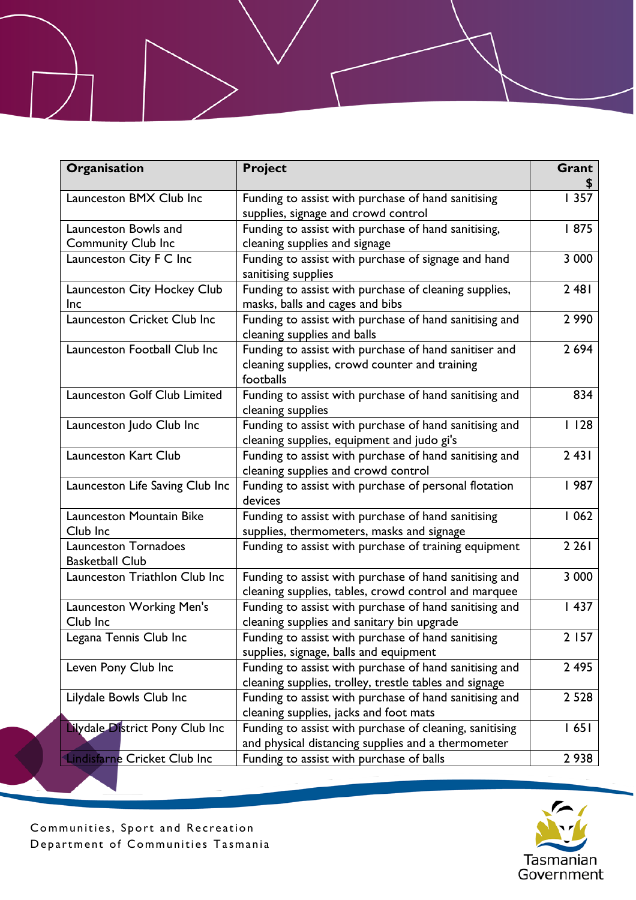| Organisation | Project | Grant $ |
|---|---|---|
| Launceston BMX Club Inc | Funding to assist with purchase of hand sanitising supplies, signage and crowd control | 1 357 |
| Launceston Bowls and Community Club Inc | Funding to assist with purchase of hand sanitising, cleaning supplies and signage | 1 875 |
| Launceston City F C Inc | Funding to assist with purchase of signage and hand sanitising supplies | 3 000 |
| Launceston City Hockey Club Inc | Funding to assist with purchase of cleaning supplies, masks, balls and cages and bibs | 2 481 |
| Launceston Cricket Club Inc | Funding to assist with purchase of hand sanitising and cleaning supplies and balls | 2 990 |
| Launceston Football Club Inc | Funding to assist with purchase of hand sanitiser and cleaning supplies, crowd counter and training footballs | 2 694 |
| Launceston Golf Club Limited | Funding to assist with purchase of hand sanitising and cleaning supplies | 834 |
| Launceston Judo Club Inc | Funding to assist with purchase of hand sanitising and cleaning supplies, equipment and judo gi's | 1 128 |
| Launceston Kart Club | Funding to assist with purchase of hand sanitising and cleaning supplies and crowd control | 2 431 |
| Launceston Life Saving Club Inc | Funding to assist with purchase of personal flotation devices | 1 987 |
| Launceston Mountain Bike Club Inc | Funding to assist with purchase of hand sanitising supplies, thermometers, masks and signage | 1 062 |
| Launceston Tornadoes Basketball Club | Funding to assist with purchase of training equipment | 2 261 |
| Launceston Triathlon Club Inc | Funding to assist with purchase of hand sanitising and cleaning supplies, tables, crowd control and marquee | 3 000 |
| Launceston Working Men's Club Inc | Funding to assist with purchase of hand sanitising and cleaning supplies and sanitary bin upgrade | 1 437 |
| Legana Tennis Club Inc | Funding to assist with purchase of hand sanitising supplies, signage, balls and equipment | 2 157 |
| Leven Pony Club Inc | Funding to assist with purchase of hand sanitising and cleaning supplies, trolley, trestle tables and signage | 2 495 |
| Lilydale Bowls Club Inc | Funding to assist with purchase of hand sanitising and cleaning supplies, jacks and foot mats | 2 528 |
| Lilydale District Pony Club Inc | Funding to assist with purchase of cleaning, sanitising and physical distancing supplies and a thermometer | 1 651 |
| Lindisfarne Cricket Club Inc | Funding to assist with purchase of balls | 2 938 |

Communities, Sport and Recreation
Department of Communities Tasmania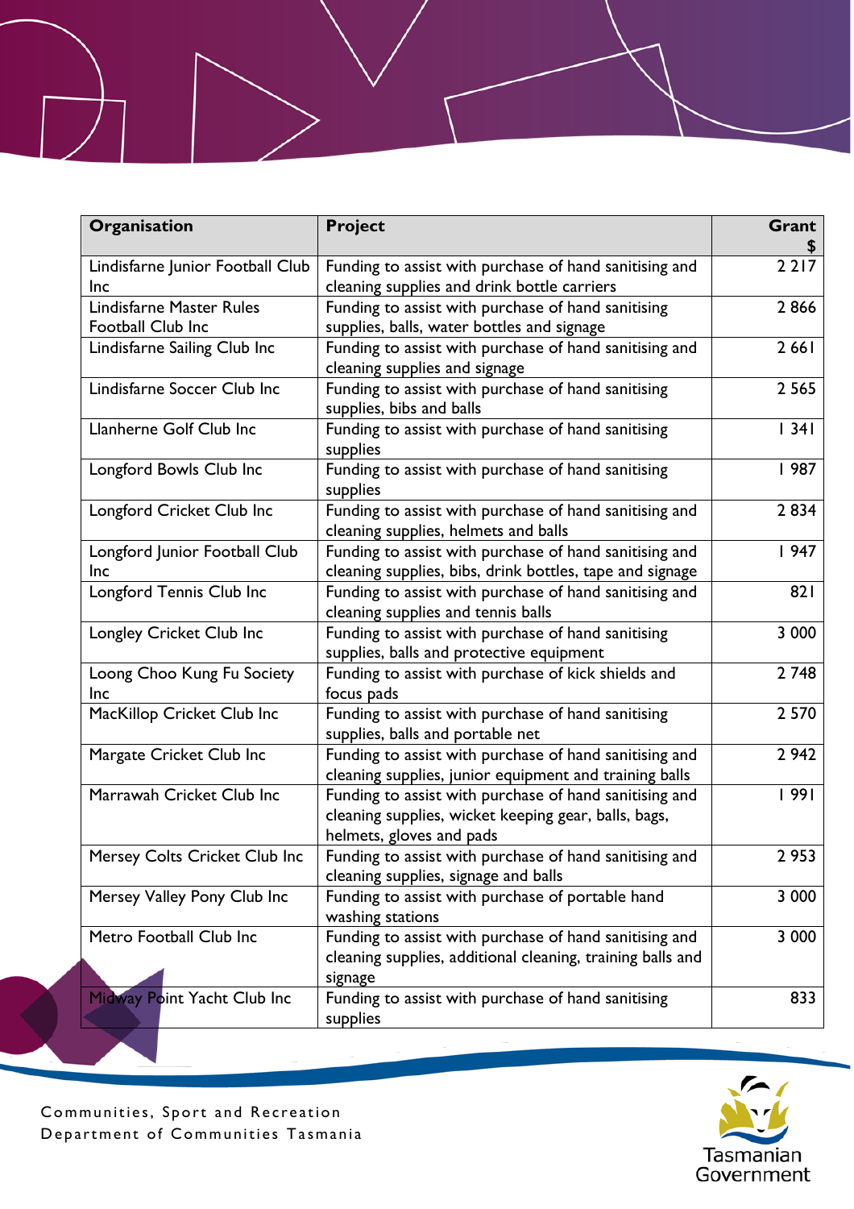| Organisation | Project | Grant $ |
|---|---|---|
| Lindisfarne Junior Football Club Inc | Funding to assist with purchase of hand sanitising and cleaning supplies and drink bottle carriers | 2 217 |
| Lindisfarne Master Rules Football Club Inc | Funding to assist with purchase of hand sanitising supplies, balls, water bottles and signage | 2 866 |
| Lindisfarne Sailing Club Inc | Funding to assist with purchase of hand sanitising and cleaning supplies and signage | 2 661 |
| Lindisfarne Soccer Club Inc | Funding to assist with purchase of hand sanitising supplies, bibs and balls | 2 565 |
| Llanherne Golf Club Inc | Funding to assist with purchase of hand sanitising supplies | 1 341 |
| Longford Bowls Club Inc | Funding to assist with purchase of hand sanitising supplies | 1 987 |
| Longford Cricket Club Inc | Funding to assist with purchase of hand sanitising and cleaning supplies, helmets and balls | 2 834 |
| Longford Junior Football Club Inc | Funding to assist with purchase of hand sanitising and cleaning supplies, bibs, drink bottles, tape and signage | 1 947 |
| Longford Tennis Club Inc | Funding to assist with purchase of hand sanitising and cleaning supplies and tennis balls | 821 |
| Longley Cricket Club Inc | Funding to assist with purchase of hand sanitising supplies, balls and protective equipment | 3 000 |
| Loong Choo Kung Fu Society Inc | Funding to assist with purchase of kick shields and focus pads | 2 748 |
| MacKillop Cricket Club Inc | Funding to assist with purchase of hand sanitising supplies, balls and portable net | 2 570 |
| Margate Cricket Club Inc | Funding to assist with purchase of hand sanitising and cleaning supplies, junior equipment and training balls | 2 942 |
| Marrawah Cricket Club Inc | Funding to assist with purchase of hand sanitising and cleaning supplies, wicket keeping gear, balls, bags, helmets, gloves and pads | 1 991 |
| Mersey Colts Cricket Club Inc | Funding to assist with purchase of hand sanitising and cleaning supplies, signage and balls | 2 953 |
| Mersey Valley Pony Club Inc | Funding to assist with purchase of portable hand washing stations | 3 000 |
| Metro Football Club Inc | Funding to assist with purchase of hand sanitising and cleaning supplies, additional cleaning, training balls and signage | 3 000 |
| Midway Point Yacht Club Inc | Funding to assist with purchase of hand sanitising supplies | 833 |

Communities, Sport and Recreation
Department of Communities Tasmania

Tasmanian Government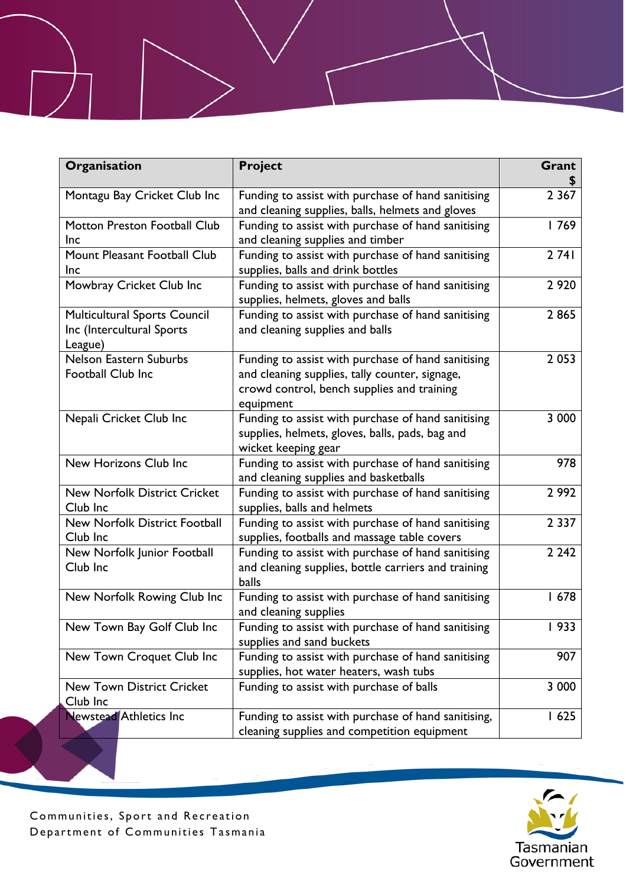| Organisation | Project | Grant $ |
|---|---|---|
| Montagu Bay Cricket Club Inc | Funding to assist with purchase of hand sanitising and cleaning supplies, balls, helmets and gloves | 2 367 |
| Motton Preston Football Club Inc | Funding to assist with purchase of hand sanitising and cleaning supplies and timber | 1 769 |
| Mount Pleasant Football Club Inc | Funding to assist with purchase of hand sanitising supplies, balls and drink bottles | 2 741 |
| Mowbray Cricket Club Inc | Funding to assist with purchase of hand sanitising supplies, helmets, gloves and balls | 2 920 |
| Multicultural Sports Council Inc (Intercultural Sports League) | Funding to assist with purchase of hand sanitising and cleaning supplies and balls | 2 865 |
| Nelson Eastern Suburbs Football Club Inc | Funding to assist with purchase of hand sanitising and cleaning supplies, tally counter, signage, crowd control, bench supplies and training equipment | 2 053 |
| Nepali Cricket Club Inc | Funding to assist with purchase of hand sanitising supplies, helmets, gloves, balls, pads, bag and wicket keeping gear | 3 000 |
| New Horizons Club Inc | Funding to assist with purchase of hand sanitising and cleaning supplies and basketballs | 978 |
| New Norfolk District Cricket Club Inc | Funding to assist with purchase of hand sanitising supplies, balls and helmets | 2 992 |
| New Norfolk District Football Club Inc | Funding to assist with purchase of hand sanitising supplies, footballs and massage table covers | 2 337 |
| New Norfolk Junior Football Club Inc | Funding to assist with purchase of hand sanitising and cleaning supplies, bottle carriers and training balls | 2 242 |
| New Norfolk Rowing Club Inc | Funding to assist with purchase of hand sanitising and cleaning supplies | 1 678 |
| New Town Bay Golf Club Inc | Funding to assist with purchase of hand sanitising supplies and sand buckets | 1 933 |
| New Town Croquet Club Inc | Funding to assist with purchase of hand sanitising supplies, hot water heaters, wash tubs | 907 |
| New Town District Cricket Club Inc | Funding to assist with purchase of balls | 3 000 |
| Newstead Athletics Inc | Funding to assist with purchase of hand sanitising, cleaning supplies and competition equipment | 1 625 |

Communities, Sport and Recreation
Department of Communities Tasmania

Tasmanian Government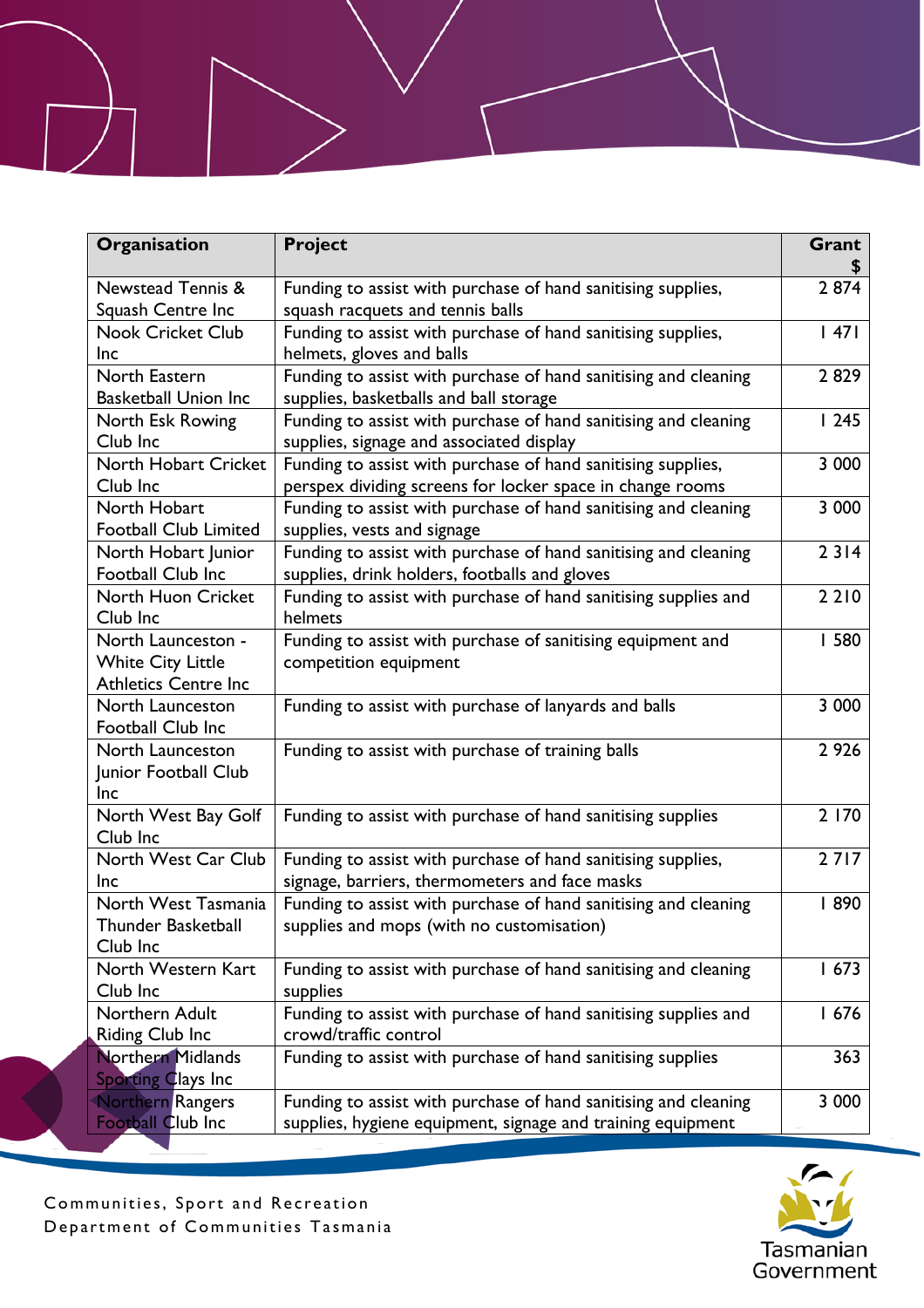| Organisation | Project | Grant $ |
| --- | --- | --- |
| Newstead Tennis & Squash Centre Inc | Funding to assist with purchase of hand sanitising supplies, squash racquets and tennis balls | 2 874 |
| Nook Cricket Club Inc | Funding to assist with purchase of hand sanitising supplies, helmets, gloves and balls | 1 471 |
| North Eastern Basketball Union Inc | Funding to assist with purchase of hand sanitising and cleaning supplies, basketballs and ball storage | 2 829 |
| North Esk Rowing Club Inc | Funding to assist with purchase of hand sanitising and cleaning supplies, signage and associated display | 1 245 |
| North Hobart Cricket Club Inc | Funding to assist with purchase of hand sanitising supplies, perspex dividing screens for locker space in change rooms | 3 000 |
| North Hobart Football Club Limited | Funding to assist with purchase of hand sanitising and cleaning supplies, vests and signage | 3 000 |
| North Hobart Junior Football Club Inc | Funding to assist with purchase of hand sanitising and cleaning supplies, drink holders, footballs and gloves | 2 314 |
| North Huon Cricket Club Inc | Funding to assist with purchase of hand sanitising supplies and helmets | 2 210 |
| North Launceston - White City Little Athletics Centre Inc | Funding to assist with purchase of sanitising equipment and competition equipment | 1 580 |
| North Launceston Football Club Inc | Funding to assist with purchase of lanyards and balls | 3 000 |
| North Launceston Junior Football Club Inc | Funding to assist with purchase of training balls | 2 926 |
| North West Bay Golf Club Inc | Funding to assist with purchase of hand sanitising supplies | 2 170 |
| North West Car Club Inc | Funding to assist with purchase of hand sanitising supplies, signage, barriers, thermometers and face masks | 2 717 |
| North West Tasmania Thunder Basketball Club Inc | Funding to assist with purchase of hand sanitising and cleaning supplies and mops (with no customisation) | 1 890 |
| North Western Kart Club Inc | Funding to assist with purchase of hand sanitising and cleaning supplies | 1 673 |
| Northern Adult Riding Club Inc | Funding to assist with purchase of hand sanitising supplies and crowd/traffic control | 1 676 |
| Northern Midlands Sporting Clays Inc | Funding to assist with purchase of hand sanitising supplies | 363 |
| Northern Rangers Football Club Inc | Funding to assist with purchase of hand sanitising and cleaning supplies, hygiene equipment, signage and training equipment | 3 000 |

Communities, Sport and Recreation
Department of Communities Tasmania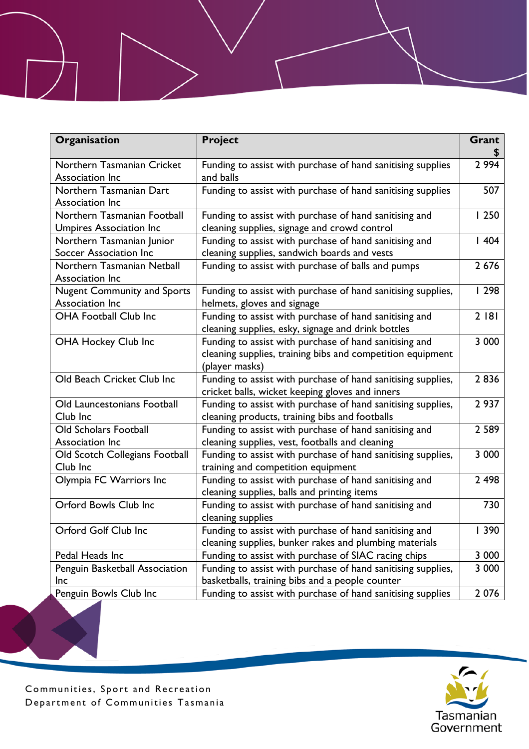| Organisation | Project | Grant $ |
|---|---|---|
| Northern Tasmanian Cricket Association Inc | Funding to assist with purchase of hand sanitising supplies and balls | 2 994 |
| Northern Tasmanian Dart Association Inc | Funding to assist with purchase of hand sanitising supplies | 507 |
| Northern Tasmanian Football Umpires Association Inc | Funding to assist with purchase of hand sanitising and cleaning supplies, signage and crowd control | 1 250 |
| Northern Tasmanian Junior Soccer Association Inc | Funding to assist with purchase of hand sanitising and cleaning supplies, sandwich boards and vests | 1 404 |
| Northern Tasmanian Netball Association Inc | Funding to assist with purchase of balls and pumps | 2 676 |
| Nugent Community and Sports Association Inc | Funding to assist with purchase of hand sanitising supplies, helmets, gloves and signage | 1 298 |
| OHA Football Club Inc | Funding to assist with purchase of hand sanitising and cleaning supplies, esky, signage and drink bottles | 2 181 |
| OHA Hockey Club Inc | Funding to assist with purchase of hand sanitising and cleaning supplies, training bibs and competition equipment (player masks) | 3 000 |
| Old Beach Cricket Club Inc | Funding to assist with purchase of hand sanitising supplies, cricket balls, wicket keeping gloves and inners | 2 836 |
| Old Launcestonians Football Club Inc | Funding to assist with purchase of hand sanitising supplies, cleaning products, training bibs and footballs | 2 937 |
| Old Scholars Football Association Inc | Funding to assist with purchase of hand sanitising and cleaning supplies, vest, footballs and cleaning | 2 589 |
| Old Scotch Collegians Football Club Inc | Funding to assist with purchase of hand sanitising supplies, training and competition equipment | 3 000 |
| Olympia FC Warriors Inc | Funding to assist with purchase of hand sanitising and cleaning supplies, balls and printing items | 2 498 |
| Orford Bowls Club Inc | Funding to assist with purchase of hand sanitising and cleaning supplies | 730 |
| Orford Golf Club Inc | Funding to assist with purchase of hand sanitising and cleaning supplies, bunker rakes and plumbing materials | 1 390 |
| Pedal Heads Inc | Funding to assist with purchase of SIAC racing chips | 3 000 |
| Penguin Basketball Association Inc | Funding to assist with purchase of hand sanitising supplies, basketballs, training bibs and a people counter | 3 000 |
| Penguin Bowls Club Inc | Funding to assist with purchase of hand sanitising supplies | 2 076 |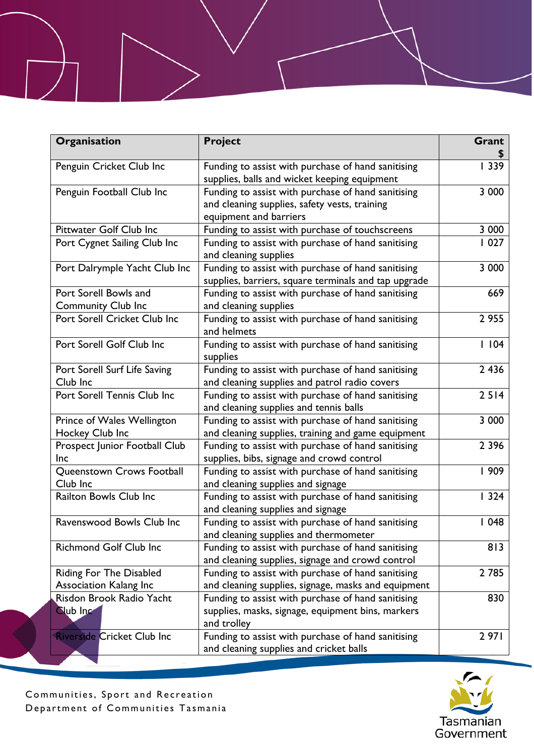| Organisation | Project | Grant $ |
|---|---|---|
| Penguin Cricket Club Inc | Funding to assist with purchase of hand sanitising supplies, balls and wicket keeping equipment | 1 339 |
| Penguin Football Club Inc | Funding to assist with purchase of hand sanitising and cleaning supplies, safety vests, training equipment and barriers | 3 000 |
| Pittwater Golf Club Inc | Funding to assist with purchase of touchscreens | 3 000 |
| Port Cygnet Sailing Club Inc | Funding to assist with purchase of hand sanitising and cleaning supplies | 1 027 |
| Port Dalrymple Yacht Club Inc | Funding to assist with purchase of hand sanitising supplies, barriers, square terminals and tap upgrade | 3 000 |
| Port Sorell Bowls and Community Club Inc | Funding to assist with purchase of hand sanitising and cleaning supplies | 669 |
| Port Sorell Cricket Club Inc | Funding to assist with purchase of hand sanitising and helmets | 2 955 |
| Port Sorell Golf Club Inc | Funding to assist with purchase of hand sanitising supplies | 1 104 |
| Port Sorell Surf Life Saving Club Inc | Funding to assist with purchase of hand sanitising and cleaning supplies and patrol radio covers | 2 436 |
| Port Sorell Tennis Club Inc | Funding to assist with purchase of hand sanitising and cleaning supplies and tennis balls | 2 514 |
| Prince of Wales Wellington Hockey Club Inc | Funding to assist with purchase of hand sanitising and cleaning supplies, training and game equipment | 3 000 |
| Prospect Junior Football Club Inc | Funding to assist with purchase of hand sanitising supplies, bibs, signage and crowd control | 2 396 |
| Queenstown Crows Football Club Inc | Funding to assist with purchase of hand sanitising and cleaning supplies and signage | 1 909 |
| Railton Bowls Club Inc | Funding to assist with purchase of hand sanitising and cleaning supplies and signage | 1 324 |
| Ravenswood Bowls Club Inc | Funding to assist with purchase of hand sanitising and cleaning supplies and thermometer | 1 048 |
| Richmond Golf Club Inc | Funding to assist with purchase of hand sanitising and cleaning supplies, signage and crowd control | 813 |
| Riding For The Disabled Association Kalang Inc | Funding to assist with purchase of hand sanitising and cleaning supplies, signage, masks and equipment | 2 785 |
| Risdon Brook Radio Yacht Club Inc | Funding to assist with purchase of hand sanitising supplies, masks, signage, equipment bins, markers and trolley | 830 |
| Riverside Cricket Club Inc | Funding to assist with purchase of hand sanitising and cleaning supplies and cricket balls | 2 971 |

Communities, Sport and Recreation
Department of Communities Tasmania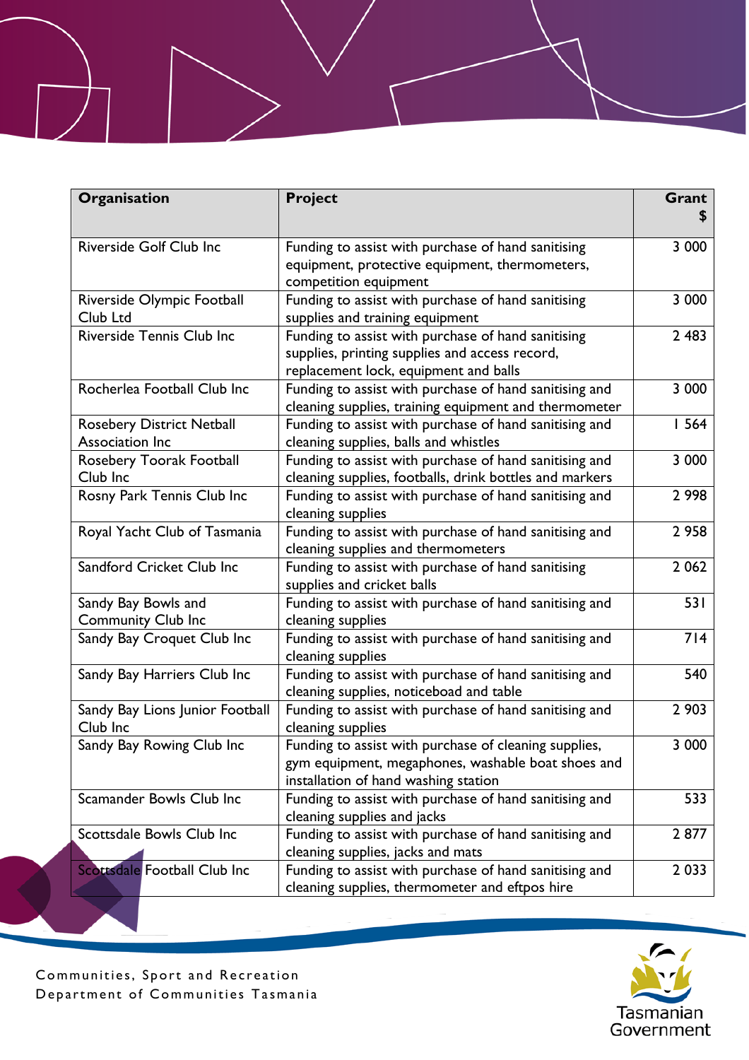| Organisation | Project | Grant $ |
|---|---|---|
| Riverside Golf Club Inc | Funding to assist with purchase of hand sanitising equipment, protective equipment, thermometers, competition equipment | 3 000 |
| Riverside Olympic Football Club Ltd | Funding to assist with purchase of hand sanitising supplies and training equipment | 3 000 |
| Riverside Tennis Club Inc | Funding to assist with purchase of hand sanitising supplies, printing supplies and access record, replacement lock, equipment and balls | 2 483 |
| Rocherlea Football Club Inc | Funding to assist with purchase of hand sanitising and cleaning supplies, training equipment and thermometer | 3 000 |
| Rosebery District Netball Association Inc | Funding to assist with purchase of hand sanitising and cleaning supplies, balls and whistles | 1 564 |
| Rosebery Toorak Football Club Inc | Funding to assist with purchase of hand sanitising and cleaning supplies, footballs, drink bottles and markers | 3 000 |
| Rosny Park Tennis Club Inc | Funding to assist with purchase of hand sanitising and cleaning supplies | 2 998 |
| Royal Yacht Club of Tasmania | Funding to assist with purchase of hand sanitising and cleaning supplies and thermometers | 2 958 |
| Sandford Cricket Club Inc | Funding to assist with purchase of hand sanitising supplies and cricket balls | 2 062 |
| Sandy Bay Bowls and Community Club Inc | Funding to assist with purchase of hand sanitising and cleaning supplies | 531 |
| Sandy Bay Croquet Club Inc | Funding to assist with purchase of hand sanitising and cleaning supplies | 714 |
| Sandy Bay Harriers Club Inc | Funding to assist with purchase of hand sanitising and cleaning supplies, noticeboard and table | 540 |
| Sandy Bay Lions Junior Football Club Inc | Funding to assist with purchase of hand sanitising and cleaning supplies | 2 903 |
| Sandy Bay Rowing Club Inc | Funding to assist with purchase of cleaning supplies, gym equipment, megaphones, washable boat shoes and installation of hand washing station | 3 000 |
| Scamander Bowls Club Inc | Funding to assist with purchase of hand sanitising and cleaning supplies and jacks | 533 |
| Scottsdale Bowls Club Inc | Funding to assist with purchase of hand sanitising and cleaning supplies, jacks and mats | 2 877 |
| Scottsdale Football Club Inc | Funding to assist with purchase of hand sanitising and cleaning supplies, thermometer and eftpos hire | 2 033 |

Communities, Sport and Recreation
Department of Communities Tasmania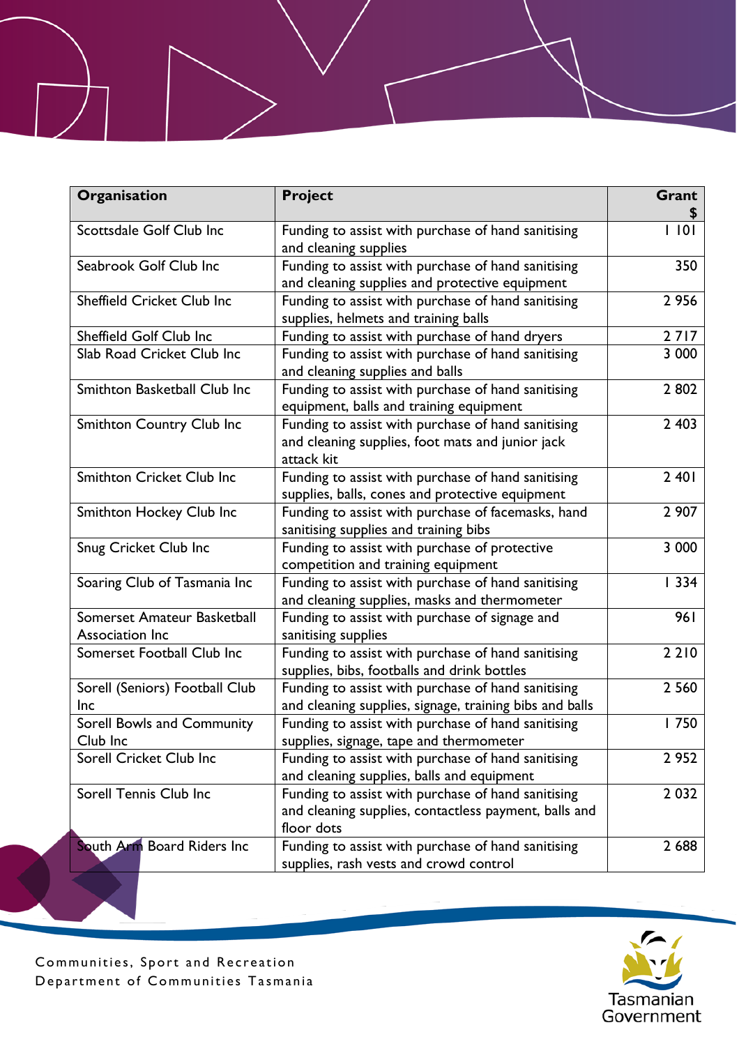| Organisation | Project | Grant $ |
|---|---|---|
| Scottsdale Golf Club Inc | Funding to assist with purchase of hand sanitising and cleaning supplies | 1 101 |
| Seabrook Golf Club Inc | Funding to assist with purchase of hand sanitising and cleaning supplies and protective equipment | 350 |
| Sheffield Cricket Club Inc | Funding to assist with purchase of hand sanitising supplies, helmets and training balls | 2 956 |
| Sheffield Golf Club Inc | Funding to assist with purchase of hand dryers | 2 717 |
| Slab Road Cricket Club Inc | Funding to assist with purchase of hand sanitising and cleaning supplies and balls | 3 000 |
| Smithton Basketball Club Inc | Funding to assist with purchase of hand sanitising equipment, balls and training equipment | 2 802 |
| Smithton Country Club Inc | Funding to assist with purchase of hand sanitising and cleaning supplies, foot mats and junior jack attack kit | 2 403 |
| Smithton Cricket Club Inc | Funding to assist with purchase of hand sanitising supplies, balls, cones and protective equipment | 2 401 |
| Smithton Hockey Club Inc | Funding to assist with purchase of facemasks, hand sanitising supplies and training bibs | 2 907 |
| Snug Cricket Club Inc | Funding to assist with purchase of protective competition and training equipment | 3 000 |
| Soaring Club of Tasmania Inc | Funding to assist with purchase of hand sanitising and cleaning supplies, masks and thermometer | 1 334 |
| Somerset Amateur Basketball Association Inc | Funding to assist with purchase of signage and sanitising supplies | 961 |
| Somerset Football Club Inc | Funding to assist with purchase of hand sanitising supplies, bibs, footballs and drink bottles | 2 210 |
| Sorell (Seniors) Football Club Inc | Funding to assist with purchase of hand sanitising and cleaning supplies, signage, training bibs and balls | 2 560 |
| Sorell Bowls and Community Club Inc | Funding to assist with purchase of hand sanitising supplies, signage, tape and thermometer | 1 750 |
| Sorell Cricket Club Inc | Funding to assist with purchase of hand sanitising and cleaning supplies, balls and equipment | 2 952 |
| Sorell Tennis Club Inc | Funding to assist with purchase of hand sanitising and cleaning supplies, contactless payment, balls and floor dots | 2 032 |
| South Arm Board Riders Inc | Funding to assist with purchase of hand sanitising supplies, rash vests and crowd control | 2 688 |

Communities, Sport and Recreation
Department of Communities Tasmania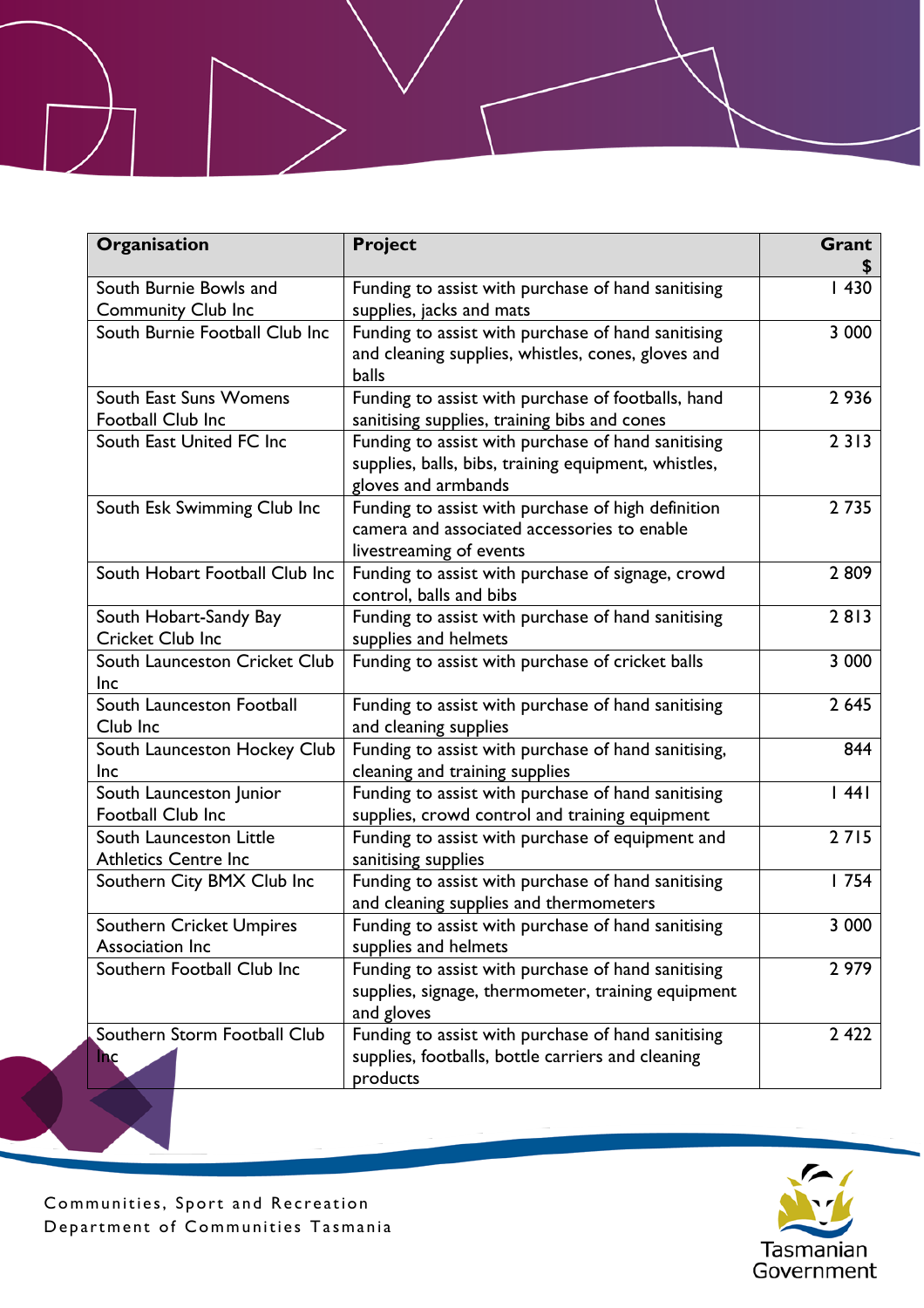| Organisation | Project | Grant $ |
|---|---|---|
| South Burnie Bowls and Community Club Inc | Funding to assist with purchase of hand sanitising supplies, jacks and mats | 1 430 |
| South Burnie Football Club Inc | Funding to assist with purchase of hand sanitising and cleaning supplies, whistles, cones, gloves and balls | 3 000 |
| South East Suns Womens Football Club Inc | Funding to assist with purchase of footballs, hand sanitising supplies, training bibs and cones | 2 936 |
| South East United FC Inc | Funding to assist with purchase of hand sanitising supplies, balls, bibs, training equipment, whistles, gloves and armbands | 2 313 |
| South Esk Swimming Club Inc | Funding to assist with purchase of high definition camera and associated accessories to enable livestreaming of events | 2 735 |
| South Hobart Football Club Inc | Funding to assist with purchase of signage, crowd control, balls and bibs | 2 809 |
| South Hobart-Sandy Bay Cricket Club Inc | Funding to assist with purchase of hand sanitising supplies and helmets | 2 813 |
| South Launceston Cricket Club Inc | Funding to assist with purchase of cricket balls | 3 000 |
| South Launceston Football Club Inc | Funding to assist with purchase of hand sanitising and cleaning supplies | 2 645 |
| South Launceston Hockey Club Inc | Funding to assist with purchase of hand sanitising, cleaning and training supplies | 844 |
| South Launceston Junior Football Club Inc | Funding to assist with purchase of hand sanitising supplies, crowd control and training equipment | 1 441 |
| South Launceston Little Athletics Centre Inc | Funding to assist with purchase of equipment and sanitising supplies | 2 715 |
| Southern City BMX Club Inc | Funding to assist with purchase of hand sanitising and cleaning supplies and thermometers | 1 754 |
| Southern Cricket Umpires Association Inc | Funding to assist with purchase of hand sanitising supplies and helmets | 3 000 |
| Southern Football Club Inc | Funding to assist with purchase of hand sanitising supplies, signage, thermometer, training equipment and gloves | 2 979 |
| Southern Storm Football Club Inc | Funding to assist with purchase of hand sanitising supplies, footballs, bottle carriers and cleaning products | 2 422 |

Communities, Sport and Recreation
Department of Communities Tasmania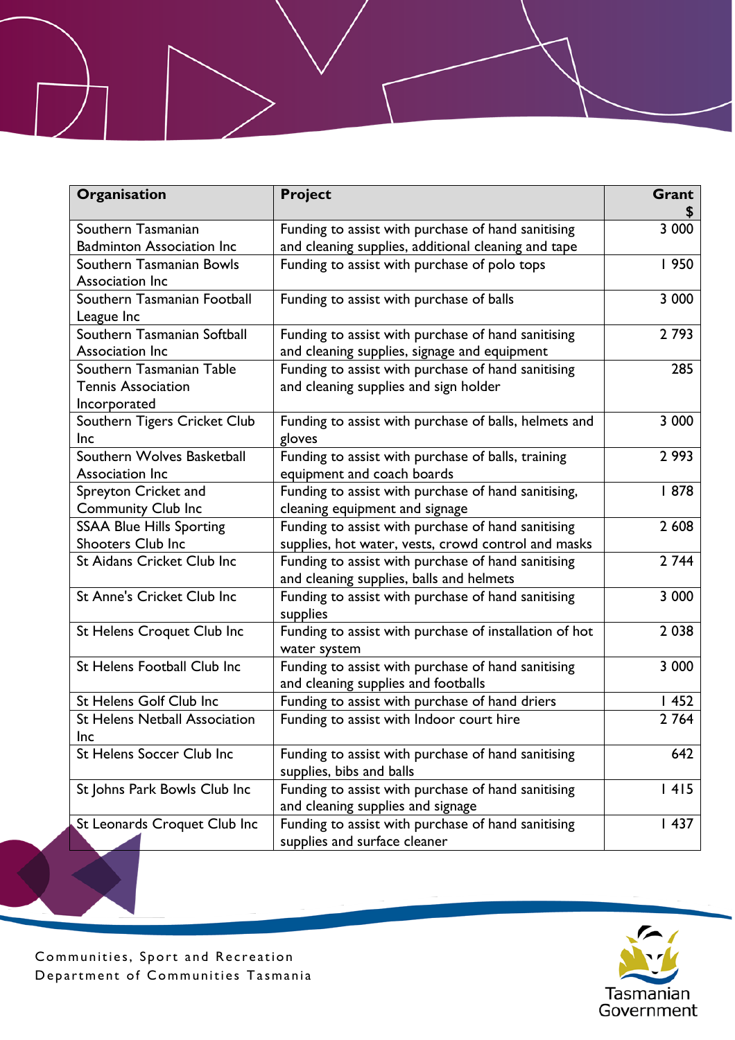| Organisation | Project | Grant $ |
|---|---|---|
| Southern Tasmanian Badminton Association Inc | Funding to assist with purchase of hand sanitising and cleaning supplies, additional cleaning and tape | 3 000 |
| Southern Tasmanian Bowls Association Inc | Funding to assist with purchase of polo tops | 1 950 |
| Southern Tasmanian Football League Inc | Funding to assist with purchase of balls | 3 000 |
| Southern Tasmanian Softball Association Inc | Funding to assist with purchase of hand sanitising and cleaning supplies, signage and equipment | 2 793 |
| Southern Tasmanian Table Tennis Association Incorporated | Funding to assist with purchase of hand sanitising and cleaning supplies and sign holder | 285 |
| Southern Tigers Cricket Club Inc | Funding to assist with purchase of balls, helmets and gloves | 3 000 |
| Southern Wolves Basketball Association Inc | Funding to assist with purchase of balls, training equipment and coach boards | 2 993 |
| Spreyton Cricket and Community Club Inc | Funding to assist with purchase of hand sanitising, cleaning equipment and signage | 1 878 |
| SSAA Blue Hills Sporting Shooters Club Inc | Funding to assist with purchase of hand sanitising supplies, hot water, vests, crowd control and masks | 2 608 |
| St Aidans Cricket Club Inc | Funding to assist with purchase of hand sanitising and cleaning supplies, balls and helmets | 2 744 |
| St Anne's Cricket Club Inc | Funding to assist with purchase of hand sanitising supplies | 3 000 |
| St Helens Croquet Club Inc | Funding to assist with purchase of installation of hot water system | 2 038 |
| St Helens Football Club Inc | Funding to assist with purchase of hand sanitising and cleaning supplies and footballs | 3 000 |
| St Helens Golf Club Inc | Funding to assist with purchase of hand driers | 1 452 |
| St Helens Netball Association Inc | Funding to assist with Indoor court hire | 2 764 |
| St Helens Soccer Club Inc | Funding to assist with purchase of hand sanitising supplies, bibs and balls | 642 |
| St Johns Park Bowls Club Inc | Funding to assist with purchase of hand sanitising and cleaning supplies and signage | 1 415 |
| St Leonards Croquet Club Inc | Funding to assist with purchase of hand sanitising supplies and surface cleaner | 1 437 |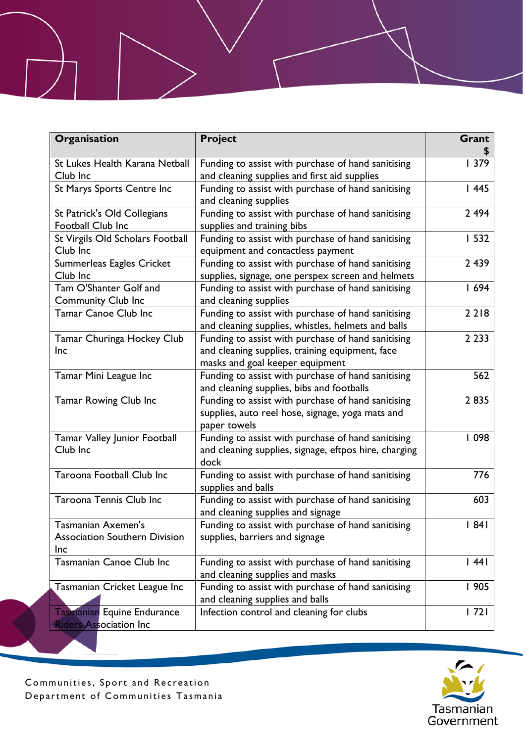| Organisation | Project | Grant $ |
|---|---|---|
| St Lukes Health Karana Netball Club Inc | Funding to assist with purchase of hand sanitising and cleaning supplies and first aid supplies | 1 379 |
| St Marys Sports Centre Inc | Funding to assist with purchase of hand sanitising and cleaning supplies | 1 445 |
| St Patrick's Old Collegians Football Club Inc | Funding to assist with purchase of hand sanitising supplies and training bibs | 2 494 |
| St Virgils Old Scholars Football Club Inc | Funding to assist with purchase of hand sanitising equipment and contactless payment | 1 532 |
| Summerleas Eagles Cricket Club Inc | Funding to assist with purchase of hand sanitising supplies, signage, one perspex screen and helmets | 2 439 |
| Tam O'Shanter Golf and Community Club Inc | Funding to assist with purchase of hand sanitising and cleaning supplies | 1 694 |
| Tamar Canoe Club Inc | Funding to assist with purchase of hand sanitising and cleaning supplies, whistles, helmets and balls | 2 218 |
| Tamar Churinga Hockey Club Inc | Funding to assist with purchase of hand sanitising and cleaning supplies, training equipment, face masks and goal keeper equipment | 2 233 |
| Tamar Mini League Inc | Funding to assist with purchase of hand sanitising and cleaning supplies, bibs and footballs | 562 |
| Tamar Rowing Club Inc | Funding to assist with purchase of hand sanitising supplies, auto reel hose, signage, yoga mats and paper towels | 2 835 |
| Tamar Valley Junior Football Club Inc | Funding to assist with purchase of hand sanitising and cleaning supplies, signage, eftpos hire, charging dock | 1 098 |
| Taroona Football Club Inc | Funding to assist with purchase of hand sanitising supplies and balls | 776 |
| Taroona Tennis Club Inc | Funding to assist with purchase of hand sanitising and cleaning supplies and signage | 603 |
| Tasmanian Axemen's Association Southern Division Inc | Funding to assist with purchase of hand sanitising supplies, barriers and signage | 1 841 |
| Tasmanian Canoe Club Inc | Funding to assist with purchase of hand sanitising and cleaning supplies and masks | 1 441 |
| Tasmanian Cricket League Inc | Funding to assist with purchase of hand sanitising and cleaning supplies and balls | 1 905 |
| Tasmanian Equine Endurance Riders Association Inc | Infection control and cleaning for clubs | 1 721 |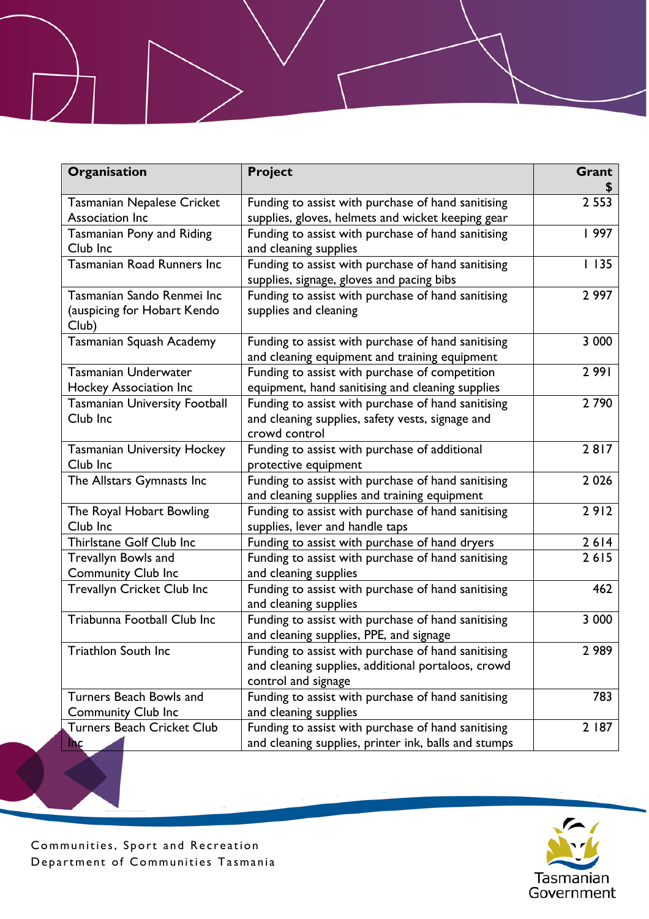| Organisation | Project | Grant $ |
| --- | --- | --- |
| Tasmanian Nepalese Cricket Association Inc | Funding to assist with purchase of hand sanitising supplies, gloves, helmets and wicket keeping gear | 2 553 |
| Tasmanian Pony and Riding Club Inc | Funding to assist with purchase of hand sanitising and cleaning supplies | 1 997 |
| Tasmanian Road Runners Inc | Funding to assist with purchase of hand sanitising supplies, signage, gloves and pacing bibs | 1 135 |
| Tasmanian Sando Renmei Inc (auspicing for Hobart Kendo Club) | Funding to assist with purchase of hand sanitising supplies and cleaning | 2 997 |
| Tasmanian Squash Academy | Funding to assist with purchase of hand sanitising and cleaning equipment and training equipment | 3 000 |
| Tasmanian Underwater Hockey Association Inc | Funding to assist with purchase of competition equipment, hand sanitising and cleaning supplies | 2 991 |
| Tasmanian University Football Club Inc | Funding to assist with purchase of hand sanitising and cleaning supplies, safety vests, signage and crowd control | 2 790 |
| Tasmanian University Hockey Club Inc | Funding to assist with purchase of additional protective equipment | 2 817 |
| The Allstars Gymnasts Inc | Funding to assist with purchase of hand sanitising and cleaning supplies and training equipment | 2 026 |
| The Royal Hobart Bowling Club Inc | Funding to assist with purchase of hand sanitising supplies, lever and handle taps | 2 912 |
| Thirlstane Golf Club Inc | Funding to assist with purchase of hand dryers | 2 614 |
| Trevallyn Bowls and Community Club Inc | Funding to assist with purchase of hand sanitising and cleaning supplies | 2 615 |
| Trevallyn Cricket Club Inc | Funding to assist with purchase of hand sanitising and cleaning supplies | 462 |
| Triabunna Football Club Inc | Funding to assist with purchase of hand sanitising and cleaning supplies, PPE, and signage | 3 000 |
| Triathlon South Inc | Funding to assist with purchase of hand sanitising and cleaning supplies, additional portaloos, crowd control and signage | 2 989 |
| Turners Beach Bowls and Community Club Inc | Funding to assist with purchase of hand sanitising and cleaning supplies | 783 |
| Turners Beach Cricket Club Inc | Funding to assist with purchase of hand sanitising and cleaning supplies, printer ink, balls and stumps | 2 187 |

Communities, Sport and Recreation
Department of Communities Tasmania

Tasmanian Government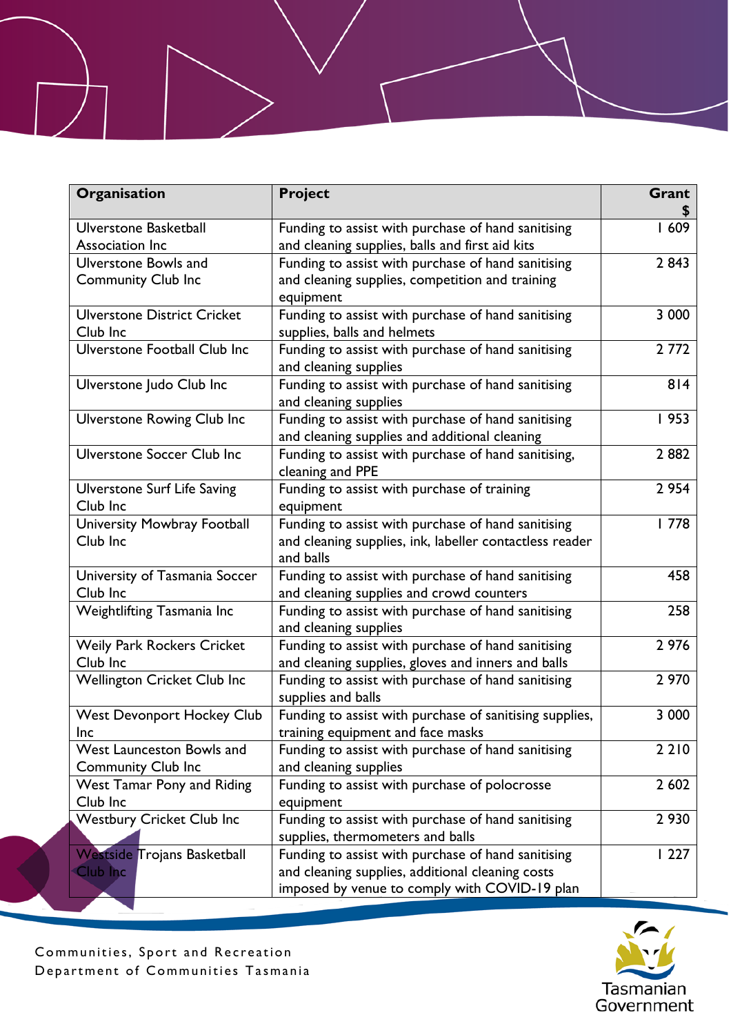| Organisation | Project | Grant $ |
| --- | --- | --- |
| Ulverstone Basketball Association Inc | Funding to assist with purchase of hand sanitising and cleaning supplies, balls and first aid kits | 1 609 |
| Ulverstone Bowls and Community Club Inc | Funding to assist with purchase of hand sanitising and cleaning supplies, competition and training equipment | 2 843 |
| Ulverstone District Cricket Club Inc | Funding to assist with purchase of hand sanitising supplies, balls and helmets | 3 000 |
| Ulverstone Football Club Inc | Funding to assist with purchase of hand sanitising and cleaning supplies | 2 772 |
| Ulverstone Judo Club Inc | Funding to assist with purchase of hand sanitising and cleaning supplies | 814 |
| Ulverstone Rowing Club Inc | Funding to assist with purchase of hand sanitising and cleaning supplies and additional cleaning | 1 953 |
| Ulverstone Soccer Club Inc | Funding to assist with purchase of hand sanitising, cleaning and PPE | 2 882 |
| Ulverstone Surf Life Saving Club Inc | Funding to assist with purchase of training equipment | 2 954 |
| University Mowbray Football Club Inc | Funding to assist with purchase of hand sanitising and cleaning supplies, ink, labeller contactless reader and balls | 1 778 |
| University of Tasmania Soccer Club Inc | Funding to assist with purchase of hand sanitising and cleaning supplies and crowd counters | 458 |
| Weightlifting Tasmania Inc | Funding to assist with purchase of hand sanitising and cleaning supplies | 258 |
| Weily Park Rockers Cricket Club Inc | Funding to assist with purchase of hand sanitising and cleaning supplies, gloves and inners and balls | 2 976 |
| Wellington Cricket Club Inc | Funding to assist with purchase of hand sanitising supplies and balls | 2 970 |
| West Devonport Hockey Club Inc | Funding to assist with purchase of sanitising supplies, training equipment and face masks | 3 000 |
| West Launceston Bowls and Community Club Inc | Funding to assist with purchase of hand sanitising and cleaning supplies | 2 210 |
| West Tamar Pony and Riding Club Inc | Funding to assist with purchase of polocrosse equipment | 2 602 |
| Westbury Cricket Club Inc | Funding to assist with purchase of hand sanitising supplies, thermometers and balls | 2 930 |
| Westside Trojans Basketball Club Inc | Funding to assist with purchase of hand sanitising and cleaning supplies, additional cleaning costs imposed by venue to comply with COVID-19 plan | 1 227 |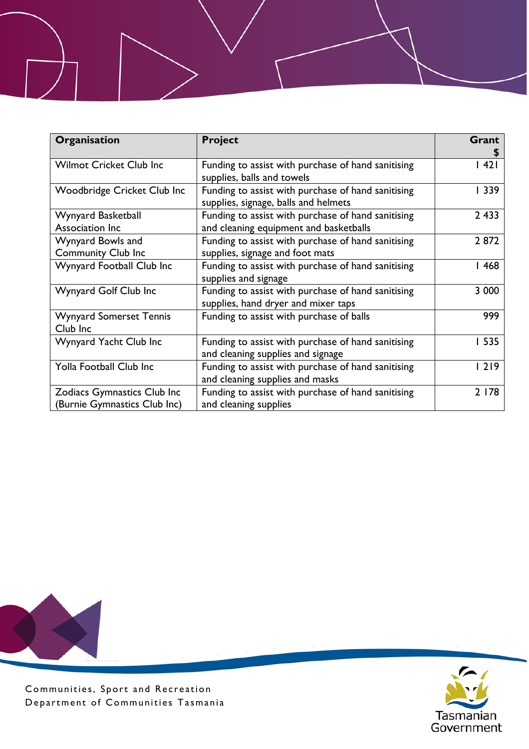| Organisation | Project | Grant $ |
|---|---|---|
| Wilmot Cricket Club Inc | Funding to assist with purchase of hand sanitising supplies, balls and towels | 1 421 |
| Woodbridge Cricket Club Inc | Funding to assist with purchase of hand sanitising supplies, signage, balls and helmets | 1 339 |
| Wynyard Basketball Association Inc | Funding to assist with purchase of hand sanitising and cleaning equipment and basketballs | 2 433 |
| Wynyard Bowls and Community Club Inc | Funding to assist with purchase of hand sanitising supplies, signage and foot mats | 2 872 |
| Wynyard Football Club Inc | Funding to assist with purchase of hand sanitising supplies and signage | 1 468 |
| Wynyard Golf Club Inc | Funding to assist with purchase of hand sanitising supplies, hand dryer and mixer taps | 3 000 |
| Wynyard Somerset Tennis Club Inc | Funding to assist with purchase of balls | 999 |
| Wynyard Yacht Club Inc | Funding to assist with purchase of hand sanitising and cleaning supplies and signage | 1 535 |
| Yolla Football Club Inc | Funding to assist with purchase of hand sanitising and cleaning supplies and masks | 1 219 |
| Zodiacs Gymnastics Club Inc (Burnie Gymnastics Club Inc) | Funding to assist with purchase of hand sanitising and cleaning supplies | 2 178 |

Communities, Sport and Recreation
Department of Communities Tasmania

Tasmanian Government